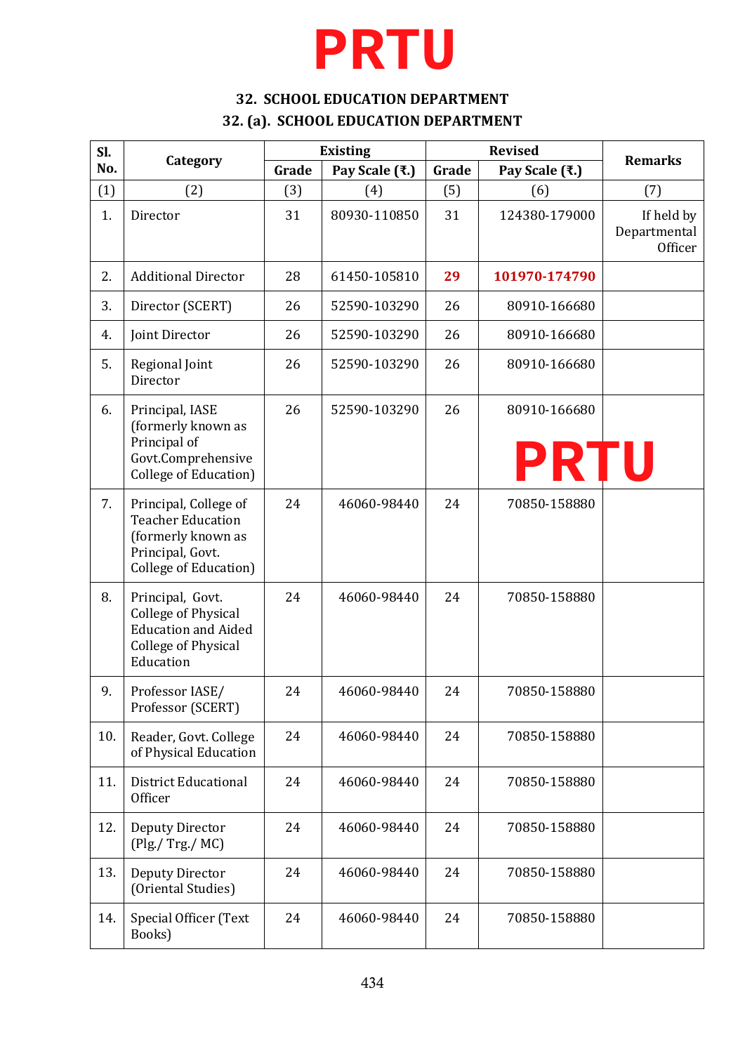# PRTU

## 32. SCHOOL EDUCATION DEPARTMENT

## 32. (a). SCHOOL EDUCATION DEPARTMENT

| Sl. No. | Category | Existing | | Revised | | Remarks |
|---|---|---|---|---|---|---|
| | | Grade | Pay Scale (₹.) | Grade | Pay Scale (₹.) | |
| (1) | (2) | (3) | (4) | (5) | (6) | (7) |
| 1. | Director | 31 | 80930-110850 | 31 | 124380-179000 | If held by Departmental Officer |
| 2. | Additional Director | 28 | 61450-105810 | **29** | **101970-174790** | |
| 3. | Director (SCERT) | 26 | 52590-103290 | 26 | 80910-166680 | |
| 4. | Joint Director | 26 | 52590-103290 | 26 | 80910-166680 | |
| 5. | Regional Joint Director | 26 | 52590-103290 | 26 | 80910-166680 | |
| 6. | Principal, IASE (formerly known as Principal of Govt.Comprehensive College of Education) | 26 | 52590-103290 | 26 | 80910-166680 | |
| 7. | Principal, College of Teacher Education (formerly known as Principal, Govt. College of Education) | 24 | 46060-98440 | 24 | 70850-158880 | |
| 8. | Principal, Govt. College of Physical Education and Aided College of Physical Education | 24 | 46060-98440 | 24 | 70850-158880 | |
| 9. | Professor IASE/ Professor (SCERT) | 24 | 46060-98440 | 24 | 70850-158880 | |
| 10. | Reader, Govt. College of Physical Education | 24 | 46060-98440 | 24 | 70850-158880 | |
| 11. | District Educational Officer | 24 | 46060-98440 | 24 | 70850-158880 | |
| 12. | Deputy Director (Plg./ Trg./ MC) | 24 | 46060-98440 | 24 | 70850-158880 | |
| 13. | Deputy Director (Oriental Studies) | 24 | 46060-98440 | 24 | 70850-158880 | |
| 14. | Special Officer (Text Books) | 24 | 46060-98440 | 24 | 70850-158880 | |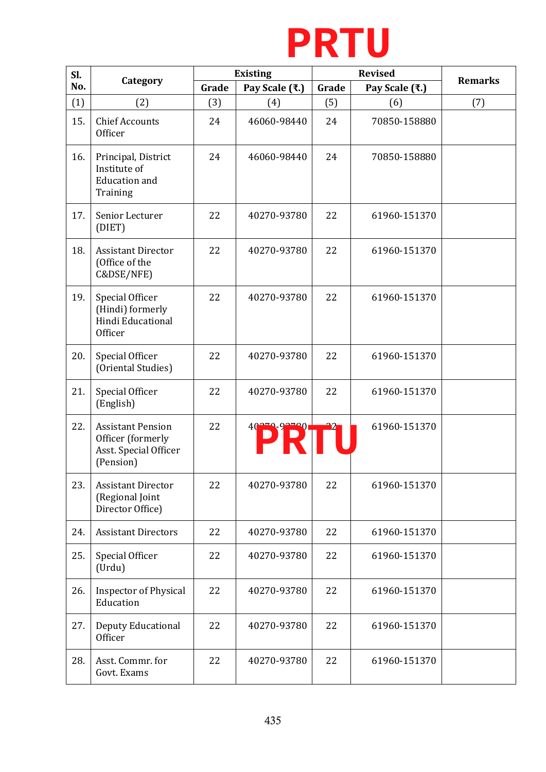| Sl. No. | Category | Existing | | Revised | | Remarks |
|---|---|---|---|---|---|---|
| | | Grade | Pay Scale (₹.) | Grade | Pay Scale (₹.) | |
| (1) | (2) | (3) | (4) | (5) | (6) | (7) |
| 15. | Chief Accounts Officer | 24 | 46060-98440 | 24 | 70850-158880 | |
| 16. | Principal, District Institute of Education and Training | 24 | 46060-98440 | 24 | 70850-158880 | |
| 17. | Senior Lecturer (DIET) | 22 | 40270-93780 | 22 | 61960-151370 | |
| 18. | Assistant Director (Office of the C&DSE/NFE) | 22 | 40270-93780 | 22 | 61960-151370 | |
| 19. | Special Officer (Hindi) formerly Hindi Educational Officer | 22 | 40270-93780 | 22 | 61960-151370 | |
| 20. | Special Officer (Oriental Studies) | 22 | 40270-93780 | 22 | 61960-151370 | |
| 21. | Special Officer (English) | 22 | 40270-93780 | 22 | 61960-151370 | |
| 22. | Assistant Pension Officer (formerly Asst. Special Officer (Pension) | 22 | 40270-93780 | 22 | 61960-151370 | |
| 23. | Assistant Director (Regional Joint Director Office) | 22 | 40270-93780 | 22 | 61960-151370 | |
| 24. | Assistant Directors | 22 | 40270-93780 | 22 | 61960-151370 | |
| 25. | Special Officer (Urdu) | 22 | 40270-93780 | 22 | 61960-151370 | |
| 26. | Inspector of Physical Education | 22 | 40270-93780 | 22 | 61960-151370 | |
| 27. | Deputy Educational Officer | 22 | 40270-93780 | 22 | 61960-151370 | |
| 28. | Asst. Commr. for Govt. Exams | 22 | 40270-93780 | 22 | 61960-151370 | |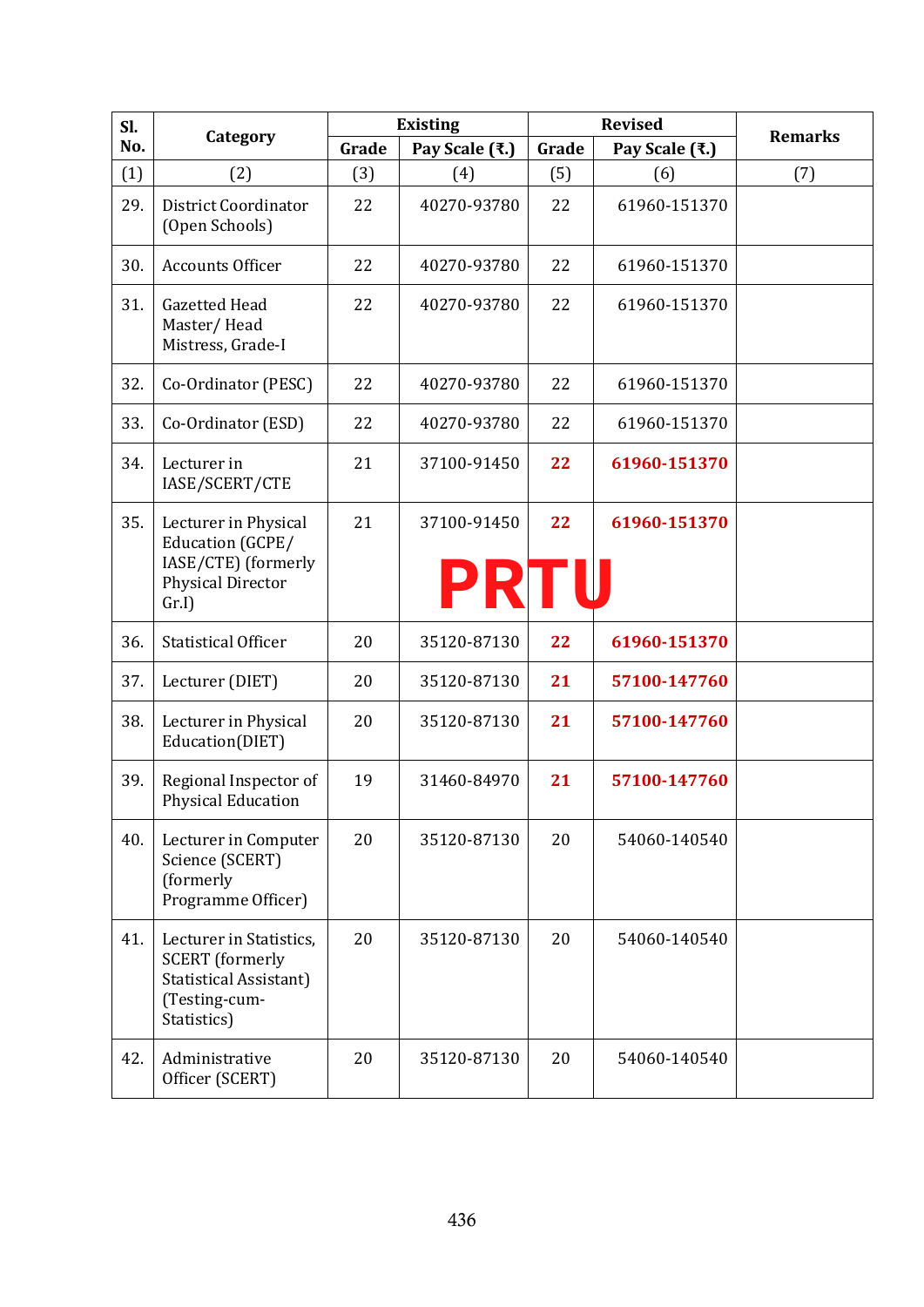| Sl. No. | Category | Existing | | Revised | | Remarks |
|---|---|---|---|---|---|---|
| | | Grade | Pay Scale (₹.) | Grade | Pay Scale (₹.) | |
| (1) | (2) | (3) | (4) | (5) | (6) | (7) |
| 29. | District Coordinator (Open Schools) | 22 | 40270-93780 | 22 | 61960-151370 | |
| 30. | Accounts Officer | 22 | 40270-93780 | 22 | 61960-151370 | |
| 31. | Gazetted Head Master/ Head Mistress, Grade-I | 22 | 40270-93780 | 22 | 61960-151370 | |
| 32. | Co-Ordinator (PESC) | 22 | 40270-93780 | 22 | 61960-151370 | |
| 33. | Co-Ordinator (ESD) | 22 | 40270-93780 | 22 | 61960-151370 | |
| 34. | Lecturer in IASE/SCERT/CTE | 21 | 37100-91450 | **22** | **61960-151370** | |
| 35. | Lecturer in Physical Education (GCPE/ IASE/CTE) (formerly Physical Director Gr.I) | 21 | 37100-91450 | **22** | **61960-151370** | |
| 36. | Statistical Officer | 20 | 35120-87130 | **22** | **61960-151370** | |
| 37. | Lecturer (DIET) | 20 | 35120-87130 | **21** | **57100-147760** | |
| 38. | Lecturer in Physical Education(DIET) | 20 | 35120-87130 | **21** | **57100-147760** | |
| 39. | Regional Inspector of Physical Education | 19 | 31460-84970 | **21** | **57100-147760** | |
| 40. | Lecturer in Computer Science (SCERT) (formerly Programme Officer) | 20 | 35120-87130 | 20 | 54060-140540 | |
| 41. | Lecturer in Statistics, SCERT (formerly Statistical Assistant) (Testing-cum-Statistics) | 20 | 35120-87130 | 20 | 54060-140540 | |
| 42. | Administrative Officer (SCERT) | 20 | 35120-87130 | 20 | 54060-140540 | |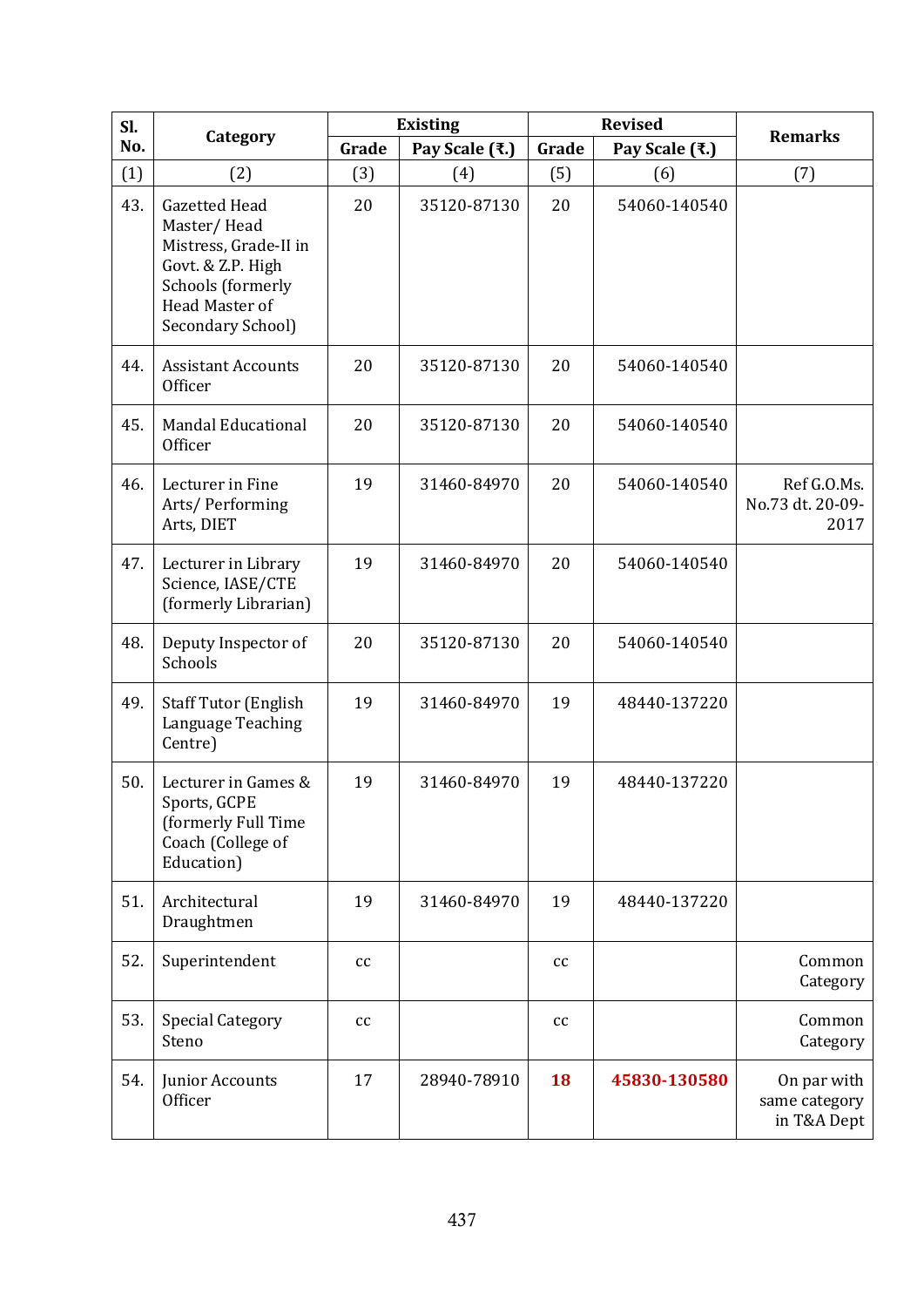| Sl. No. | Category | Existing | | Revised | | Remarks |
|---|---|---|---|---|---|---|
| | | Grade | Pay Scale (₹.) | Grade | Pay Scale (₹.) | |
| (1) | (2) | (3) | (4) | (5) | (6) | (7) |
| 43. | Gazetted Head Master/ Head Mistress, Grade-II in Govt. & Z.P. High Schools (formerly Head Master of Secondary School) | 20 | 35120-87130 | 20 | 54060-140540 | |
| 44. | Assistant Accounts Officer | 20 | 35120-87130 | 20 | 54060-140540 | |
| 45. | Mandal Educational Officer | 20 | 35120-87130 | 20 | 54060-140540 | |
| 46. | Lecturer in Fine Arts/ Performing Arts, DIET | 19 | 31460-84970 | 20 | 54060-140540 | Ref G.O.Ms. No.73 dt. 20-09-2017 |
| 47. | Lecturer in Library Science, IASE/CTE (formerly Librarian) | 19 | 31460-84970 | 20 | 54060-140540 | |
| 48. | Deputy Inspector of Schools | 20 | 35120-87130 | 20 | 54060-140540 | |
| 49. | Staff Tutor (English Language Teaching Centre) | 19 | 31460-84970 | 19 | 48440-137220 | |
| 50. | Lecturer in Games & Sports, GCPE (formerly Full Time Coach (College of Education) | 19 | 31460-84970 | 19 | 48440-137220 | |
| 51. | Architectural Draughtmen | 19 | 31460-84970 | 19 | 48440-137220 | |
| 52. | Superintendent | cc | | cc | | Common Category |
| 53. | Special Category Steno | cc | | cc | | Common Category |
| 54. | Junior Accounts Officer | 17 | 28940-78910 | **18** | **45830-130580** | On par with same category in T&A Dept |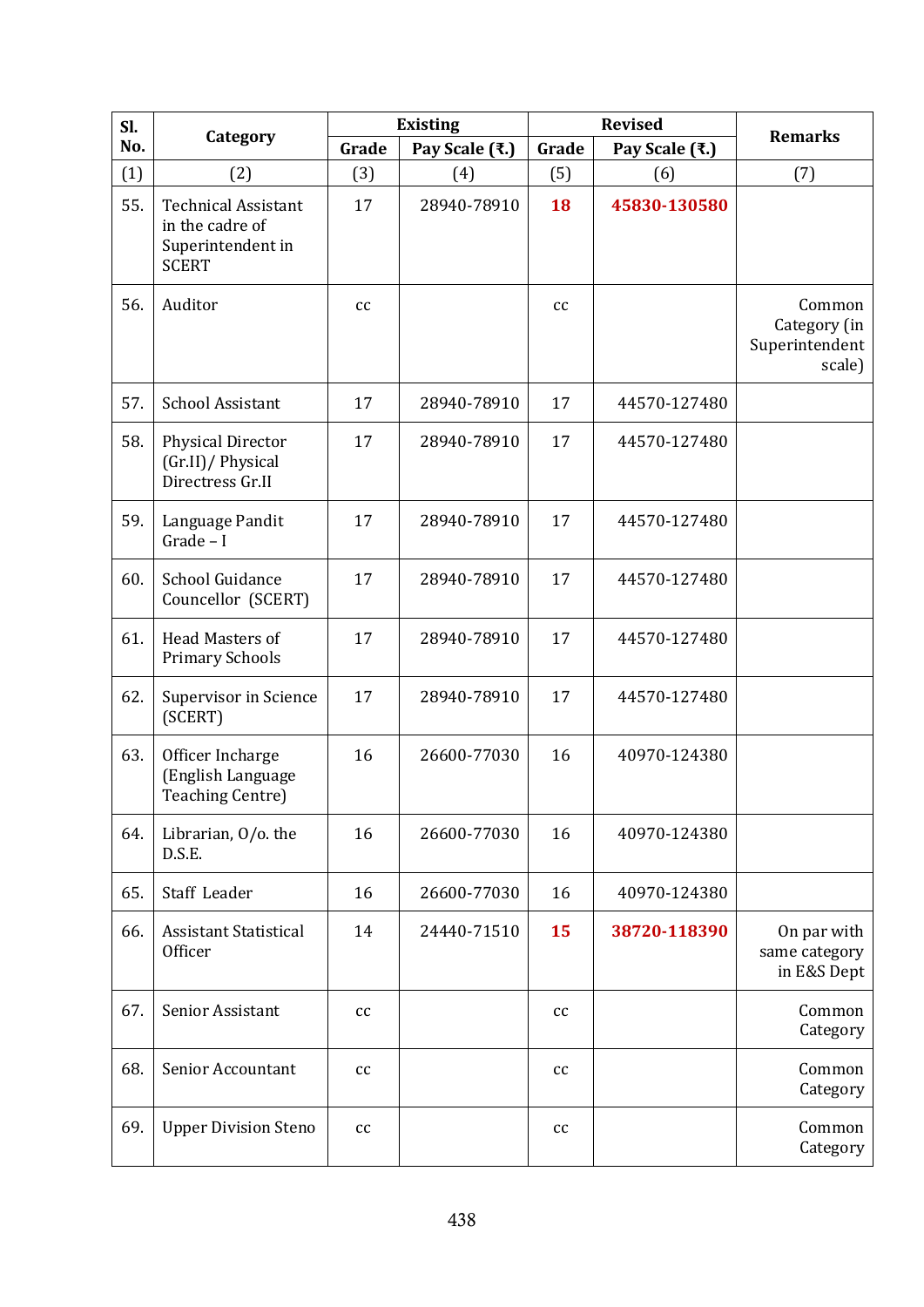| Sl. No. | Category | Existing | | Revised | | Remarks |
|---|---|---|---|---|---|---|
| | | Grade | Pay Scale (₹.) | Grade | Pay Scale (₹.) | |
| (1) | (2) | (3) | (4) | (5) | (6) | (7) |
| 55. | Technical Assistant in the cadre of Superintendent in SCERT | 17 | 28940-78910 | **18** | **45830-130580** | |
| 56. | Auditor | cc | | cc | | Common Category (in Superintendent scale) |
| 57. | School Assistant | 17 | 28940-78910 | 17 | 44570-127480 | |
| 58. | Physical Director (Gr.II)/ Physical Directress Gr.II | 17 | 28940-78910 | 17 | 44570-127480 | |
| 59. | Language Pandit Grade – I | 17 | 28940-78910 | 17 | 44570-127480 | |
| 60. | School Guidance Councellor (SCERT) | 17 | 28940-78910 | 17 | 44570-127480 | |
| 61. | Head Masters of Primary Schools | 17 | 28940-78910 | 17 | 44570-127480 | |
| 62. | Supervisor in Science (SCERT) | 17 | 28940-78910 | 17 | 44570-127480 | |
| 63. | Officer Incharge (English Language Teaching Centre) | 16 | 26600-77030 | 16 | 40970-124380 | |
| 64. | Librarian, O/o. the D.S.E. | 16 | 26600-77030 | 16 | 40970-124380 | |
| 65. | Staff Leader | 16 | 26600-77030 | 16 | 40970-124380 | |
| 66. | Assistant Statistical Officer | 14 | 24440-71510 | **15** | **38720-118390** | On par with same category in E&S Dept |
| 67. | Senior Assistant | cc | | cc | | Common Category |
| 68. | Senior Accountant | cc | | cc | | Common Category |
| 69. | Upper Division Steno | cc | | cc | | Common Category |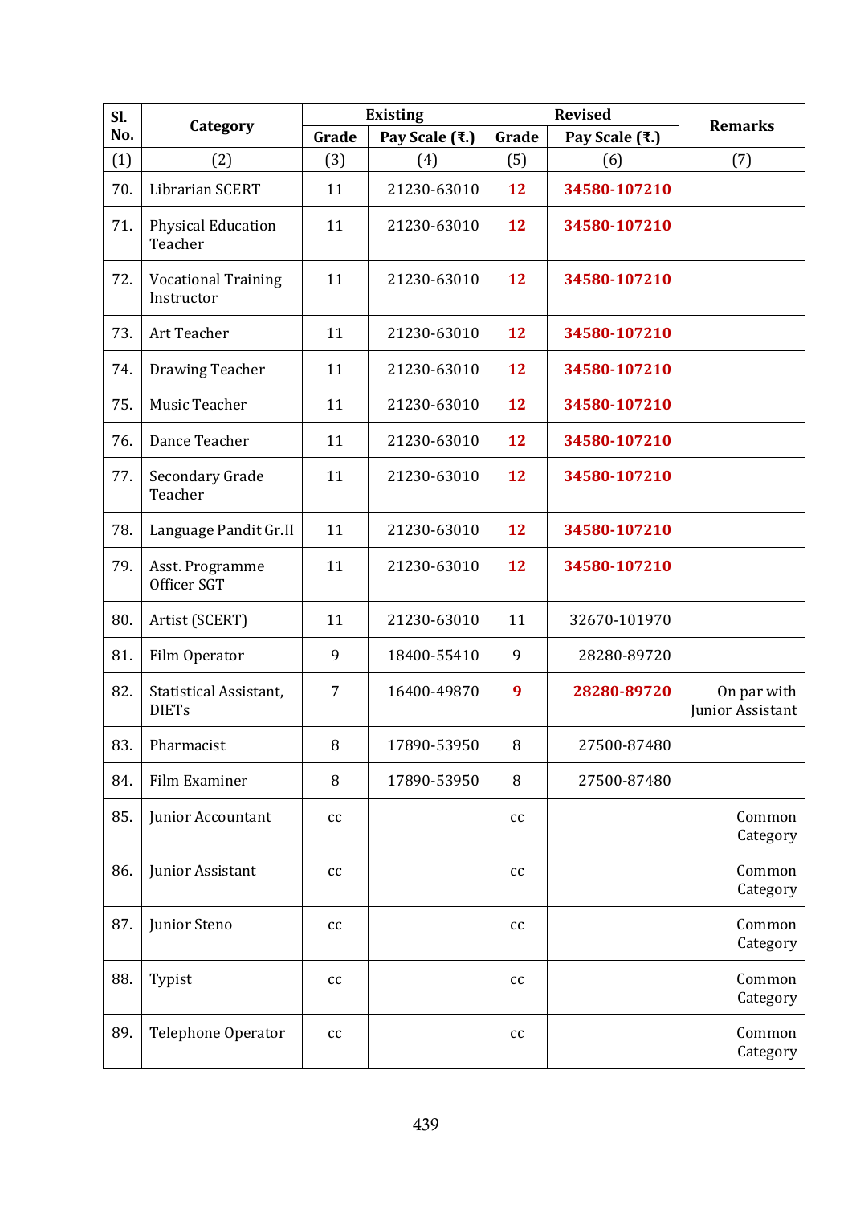| Sl. No. | Category | Existing | | Revised | | Remarks |
|---|---|---|---|---|---|---|
| | | Grade | Pay Scale (₹.) | Grade | Pay Scale (₹.) | |
| (1) | (2) | (3) | (4) | (5) | (6) | (7) |
| 70. | Librarian SCERT | 11 | 21230-63010 | **12** | **34580-107210** | |
| 71. | Physical Education Teacher | 11 | 21230-63010 | **12** | **34580-107210** | |
| 72. | Vocational Training Instructor | 11 | 21230-63010 | **12** | **34580-107210** | |
| 73. | Art Teacher | 11 | 21230-63010 | **12** | **34580-107210** | |
| 74. | Drawing Teacher | 11 | 21230-63010 | **12** | **34580-107210** | |
| 75. | Music Teacher | 11 | 21230-63010 | **12** | **34580-107210** | |
| 76. | Dance Teacher | 11 | 21230-63010 | **12** | **34580-107210** | |
| 77. | Secondary Grade Teacher | 11 | 21230-63010 | **12** | **34580-107210** | |
| 78. | Language Pandit Gr.II | 11 | 21230-63010 | **12** | **34580-107210** | |
| 79. | Asst. Programme Officer SGT | 11 | 21230-63010 | **12** | **34580-107210** | |
| 80. | Artist (SCERT) | 11 | 21230-63010 | 11 | 32670-101970 | |
| 81. | Film Operator | 9 | 18400-55410 | 9 | 28280-89720 | |
| 82. | Statistical Assistant, DIETs | 7 | 16400-49870 | **9** | **28280-89720** | On par with Junior Assistant |
| 83. | Pharmacist | 8 | 17890-53950 | 8 | 27500-87480 | |
| 84. | Film Examiner | 8 | 17890-53950 | 8 | 27500-87480 | |
| 85. | Junior Accountant | cc | | cc | | Common Category |
| 86. | Junior Assistant | cc | | cc | | Common Category |
| 87. | Junior Steno | cc | | cc | | Common Category |
| 88. | Typist | cc | | cc | | Common Category |
| 89. | Telephone Operator | cc | | cc | | Common Category |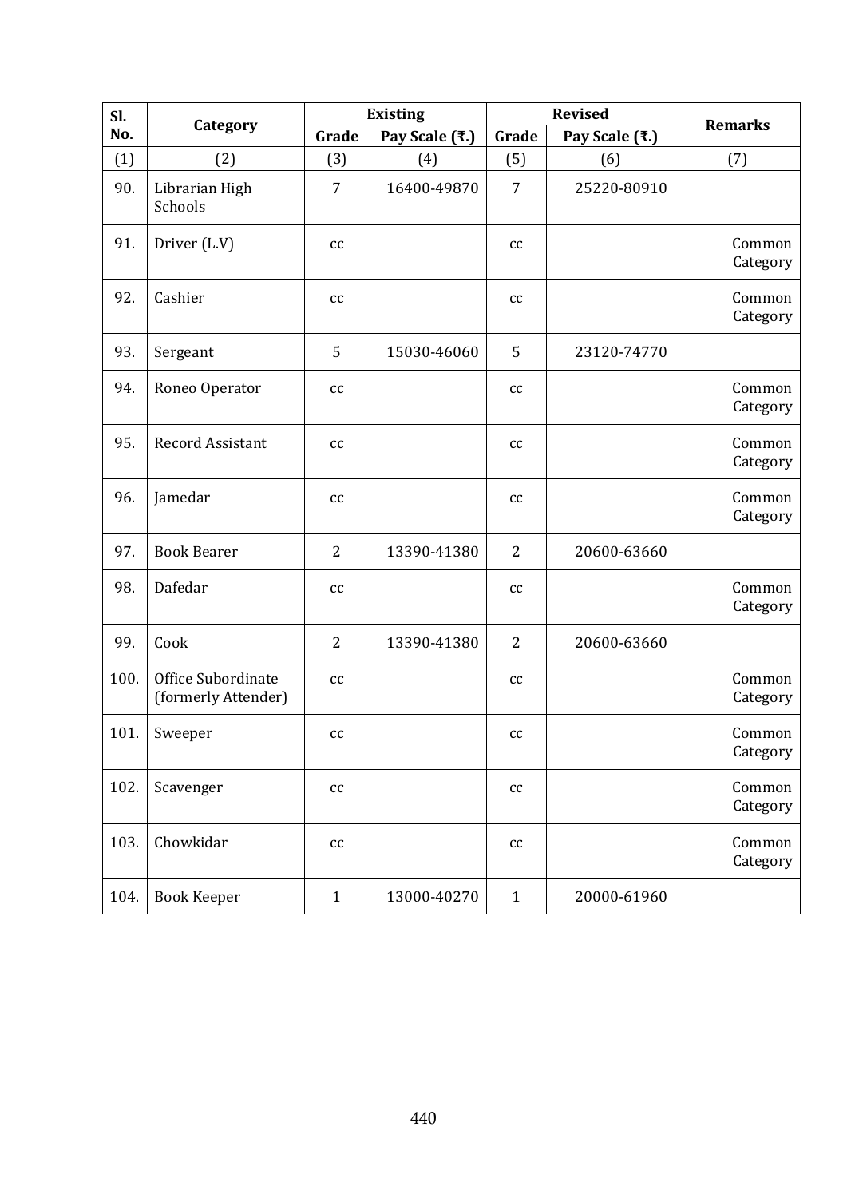| Sl. No. | Category | Existing | | Revised | | Remarks |
|---|---|---|---|---|---|---|
| | | Grade | Pay Scale (₹.) | Grade | Pay Scale (₹.) | |
| (1) | (2) | (3) | (4) | (5) | (6) | (7) |
| 90. | Librarian High Schools | 7 | 16400-49870 | 7 | 25220-80910 | |
| 91. | Driver (L.V) | cc | | cc | | Common Category |
| 92. | Cashier | cc | | cc | | Common Category |
| 93. | Sergeant | 5 | 15030-46060 | 5 | 23120-74770 | |
| 94. | Roneo Operator | cc | | cc | | Common Category |
| 95. | Record Assistant | cc | | cc | | Common Category |
| 96. | Jamedar | cc | | cc | | Common Category |
| 97. | Book Bearer | 2 | 13390-41380 | 2 | 20600-63660 | |
| 98. | Dafedar | cc | | cc | | Common Category |
| 99. | Cook | 2 | 13390-41380 | 2 | 20600-63660 | |
| 100. | Office Subordinate (formerly Attender) | cc | | cc | | Common Category |
| 101. | Sweeper | cc | | cc | | Common Category |
| 102. | Scavenger | cc | | cc | | Common Category |
| 103. | Chowkidar | cc | | cc | | Common Category |
| 104. | Book Keeper | 1 | 13000-40270 | 1 | 20000-61960 | |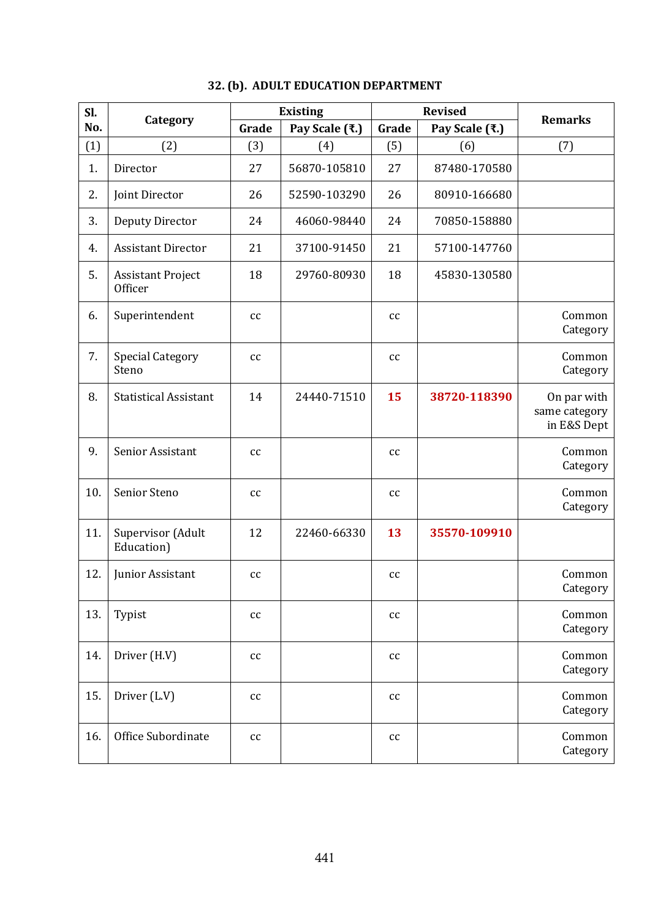### 32. (b). ADULT EDUCATION DEPARTMENT

| Sl. No. | Category | Existing | | Revised | | Remarks |
|---|---|---|---|---|---|---|
| | | Grade | Pay Scale (₹.) | Grade | Pay Scale (₹.) | |
| (1) | (2) | (3) | (4) | (5) | (6) | (7) |
| 1. | Director | 27 | 56870-105810 | 27 | 87480-170580 | |
| 2. | Joint Director | 26 | 52590-103290 | 26 | 80910-166680 | |
| 3. | Deputy Director | 24 | 46060-98440 | 24 | 70850-158880 | |
| 4. | Assistant Director | 21 | 37100-91450 | 21 | 57100-147760 | |
| 5. | Assistant Project Officer | 18 | 29760-80930 | 18 | 45830-130580 | |
| 6. | Superintendent | cc | | cc | | Common Category |
| 7. | Special Category Steno | cc | | cc | | Common Category |
| 8. | Statistical Assistant | 14 | 24440-71510 | **15** | **38720-118390** | On par with same category in E&S Dept |
| 9. | Senior Assistant | cc | | cc | | Common Category |
| 10. | Senior Steno | cc | | cc | | Common Category |
| 11. | Supervisor (Adult Education) | 12 | 22460-66330 | **13** | **35570-109910** | |
| 12. | Junior Assistant | cc | | cc | | Common Category |
| 13. | Typist | cc | | cc | | Common Category |
| 14. | Driver (H.V) | cc | | cc | | Common Category |
| 15. | Driver (L.V) | cc | | cc | | Common Category |
| 16. | Office Subordinate | cc | | cc | | Common Category |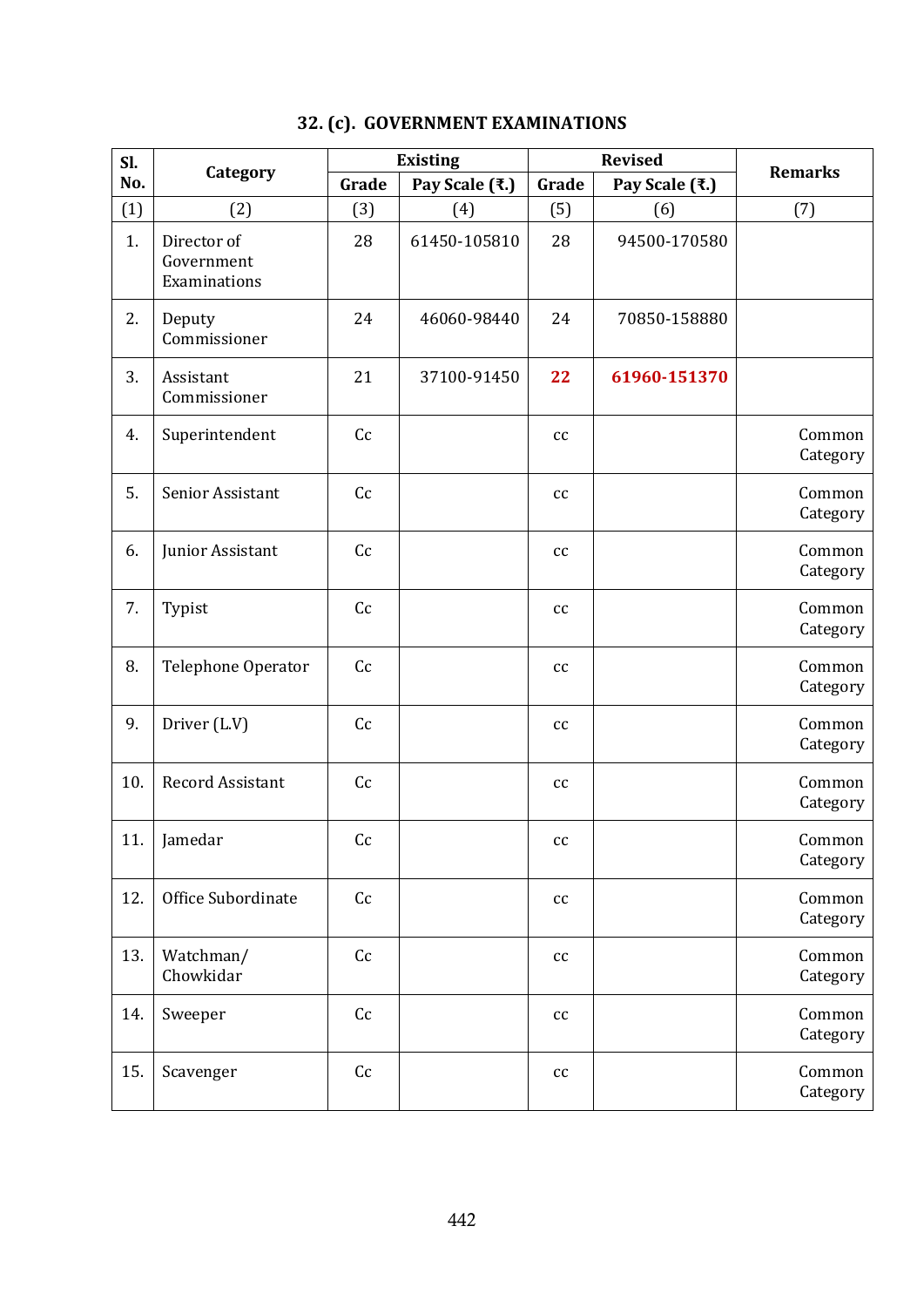## 32. (c). GOVERNMENT EXAMINATIONS

| Sl. No. | Category | Existing | | Revised | | Remarks |
|---|---|---|---|---|---|---|
| | | Grade | Pay Scale (₹.) | Grade | Pay Scale (₹.) | |
| (1) | (2) | (3) | (4) | (5) | (6) | (7) |
| 1. | Director of Government Examinations | 28 | 61450-105810 | 28 | 94500-170580 | |
| 2. | Deputy Commissioner | 24 | 46060-98440 | 24 | 70850-158880 | |
| 3. | Assistant Commissioner | 21 | 37100-91450 | **22** | **61960-151370** | |
| 4. | Superintendent | Cc | | cc | | Common Category |
| 5. | Senior Assistant | Cc | | cc | | Common Category |
| 6. | Junior Assistant | Cc | | cc | | Common Category |
| 7. | Typist | Cc | | cc | | Common Category |
| 8. | Telephone Operator | Cc | | cc | | Common Category |
| 9. | Driver (L.V) | Cc | | cc | | Common Category |
| 10. | Record Assistant | Cc | | cc | | Common Category |
| 11. | Jamedar | Cc | | cc | | Common Category |
| 12. | Office Subordinate | Cc | | cc | | Common Category |
| 13. | Watchman/ Chowkidar | Cc | | cc | | Common Category |
| 14. | Sweeper | Cc | | cc | | Common Category |
| 15. | Scavenger | Cc | | cc | | Common Category |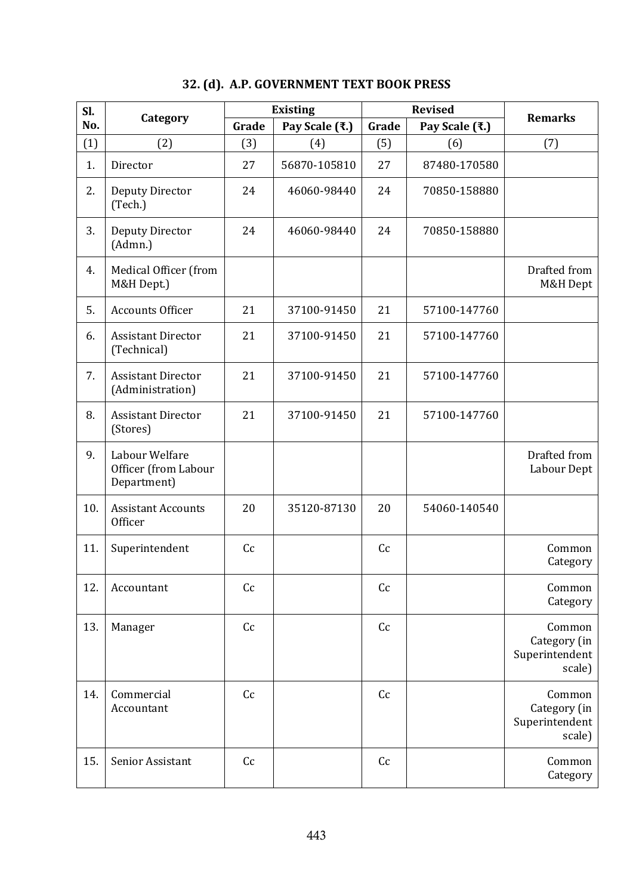## 32. (d). A.P. GOVERNMENT TEXT BOOK PRESS

| Sl. No. | Category | Existing | | Revised | | Remarks |
|---|---|---|---|---|---|---|
| | | Grade | Pay Scale (₹.) | Grade | Pay Scale (₹.) | |
| (1) | (2) | (3) | (4) | (5) | (6) | (7) |
| 1. | Director | 27 | 56870-105810 | 27 | 87480-170580 | |
| 2. | Deputy Director (Tech.) | 24 | 46060-98440 | 24 | 70850-158880 | |
| 3. | Deputy Director (Admn.) | 24 | 46060-98440 | 24 | 70850-158880 | |
| 4. | Medical Officer (from M&H Dept.) | | | | | Drafted from M&H Dept |
| 5. | Accounts Officer | 21 | 37100-91450 | 21 | 57100-147760 | |
| 6. | Assistant Director (Technical) | 21 | 37100-91450 | 21 | 57100-147760 | |
| 7. | Assistant Director (Administration) | 21 | 37100-91450 | 21 | 57100-147760 | |
| 8. | Assistant Director (Stores) | 21 | 37100-91450 | 21 | 57100-147760 | |
| 9. | Labour Welfare Officer (from Labour Department) | | | | | Drafted from Labour Dept |
| 10. | Assistant Accounts Officer | 20 | 35120-87130 | 20 | 54060-140540 | |
| 11. | Superintendent | Cc | | Cc | | Common Category |
| 12. | Accountant | Cc | | Cc | | Common Category |
| 13. | Manager | Cc | | Cc | | Common Category (in Superintendent scale) |
| 14. | Commercial Accountant | Cc | | Cc | | Common Category (in Superintendent scale) |
| 15. | Senior Assistant | Cc | | Cc | | Common Category |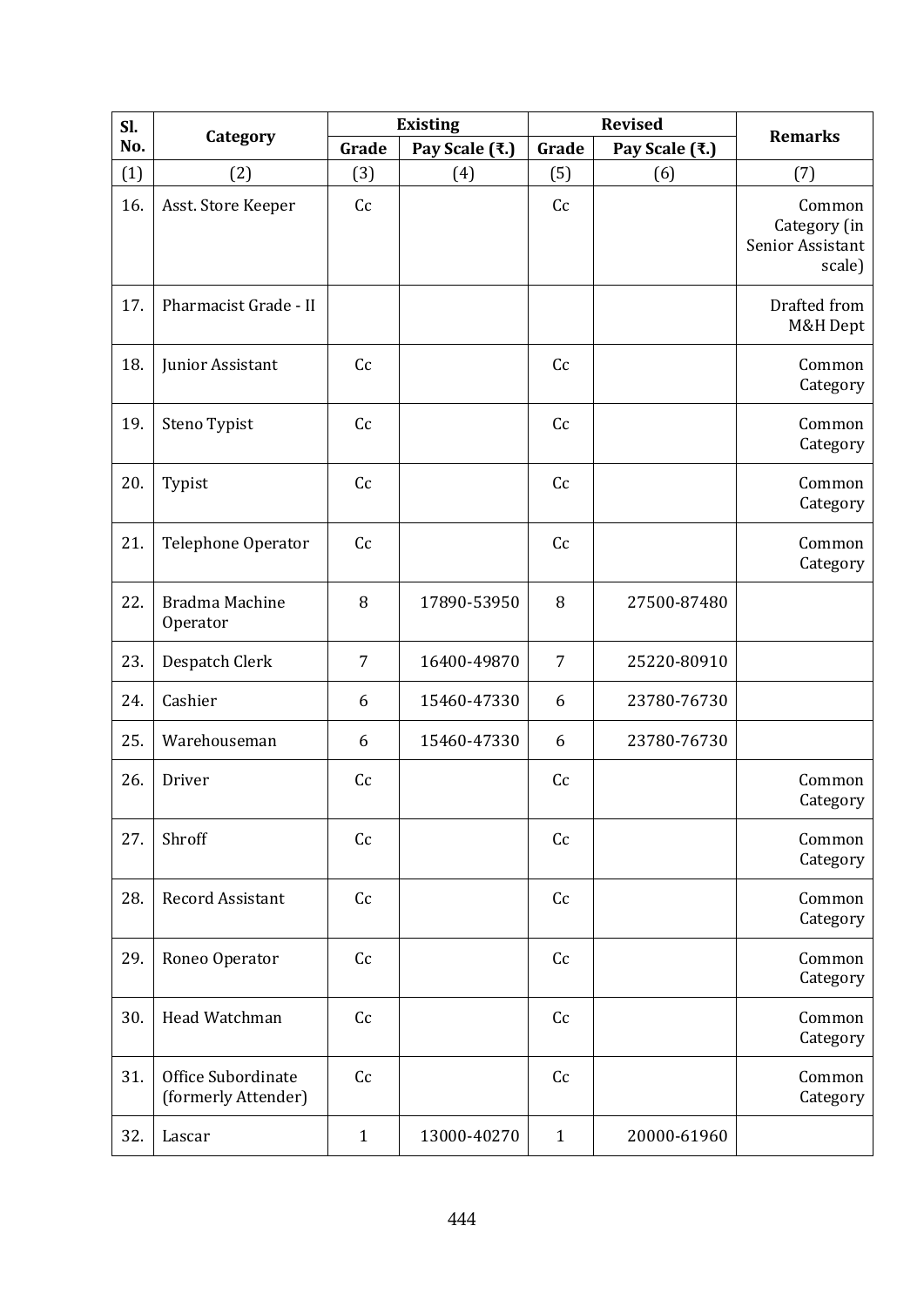| Sl. No. | Category | Existing | | Revised | | Remarks |
|---|---|---|---|---|---|---|
| | | Grade | Pay Scale (₹.) | Grade | Pay Scale (₹.) | |
| (1) | (2) | (3) | (4) | (5) | (6) | (7) |
| 16. | Asst. Store Keeper | Cc | | Cc | | Common Category (in Senior Assistant scale) |
| 17. | Pharmacist Grade - II | | | | | Drafted from M&H Dept |
| 18. | Junior Assistant | Cc | | Cc | | Common Category |
| 19. | Steno Typist | Cc | | Cc | | Common Category |
| 20. | Typist | Cc | | Cc | | Common Category |
| 21. | Telephone Operator | Cc | | Cc | | Common Category |
| 22. | Bradma Machine Operator | 8 | 17890-53950 | 8 | 27500-87480 | |
| 23. | Despatch Clerk | 7 | 16400-49870 | 7 | 25220-80910 | |
| 24. | Cashier | 6 | 15460-47330 | 6 | 23780-76730 | |
| 25. | Warehouseman | 6 | 15460-47330 | 6 | 23780-76730 | |
| 26. | Driver | Cc | | Cc | | Common Category |
| 27. | Shroff | Cc | | Cc | | Common Category |
| 28. | Record Assistant | Cc | | Cc | | Common Category |
| 29. | Roneo Operator | Cc | | Cc | | Common Category |
| 30. | Head Watchman | Cc | | Cc | | Common Category |
| 31. | Office Subordinate (formerly Attender) | Cc | | Cc | | Common Category |
| 32. | Lascar | 1 | 13000-40270 | 1 | 20000-61960 | |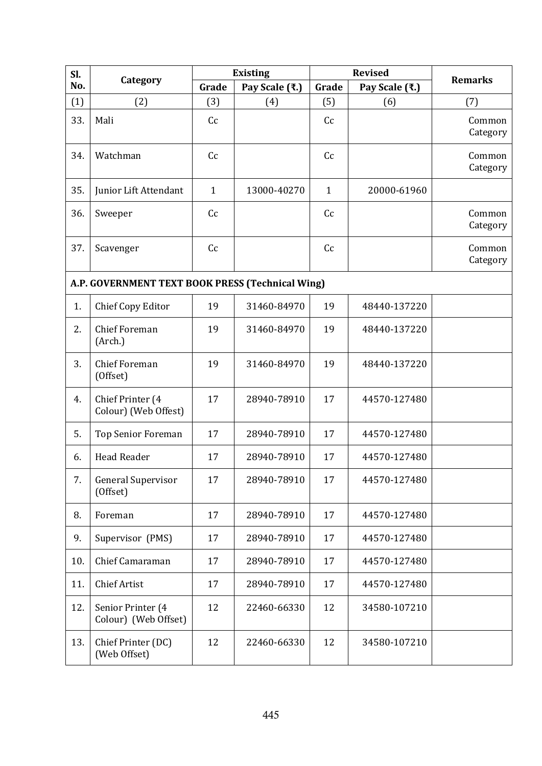| Sl. No. | Category | Existing | | Revised | | Remarks |
|---|---|---|---|---|---|---|
| | | Grade | Pay Scale (₹.) | Grade | Pay Scale (₹.) | |
| (1) | (2) | (3) | (4) | (5) | (6) | (7) |
| 33. | Mali | Cc | | Cc | | Common Category |
| 34. | Watchman | Cc | | Cc | | Common Category |
| 35. | Junior Lift Attendant | 1 | 13000-40270 | 1 | 20000-61960 | |
| 36. | Sweeper | Cc | | Cc | | Common Category |
| 37. | Scavenger | Cc | | Cc | | Common Category |
| **A.P. GOVERNMENT TEXT BOOK PRESS (Technical Wing)** | | | | | | |
| 1. | Chief Copy Editor | 19 | 31460-84970 | 19 | 48440-137220 | |
| 2. | Chief Foreman (Arch.) | 19 | 31460-84970 | 19 | 48440-137220 | |
| 3. | Chief Foreman (Offset) | 19 | 31460-84970 | 19 | 48440-137220 | |
| 4. | Chief Printer (4 Colour) (Web Offest) | 17 | 28940-78910 | 17 | 44570-127480 | |
| 5. | Top Senior Foreman | 17 | 28940-78910 | 17 | 44570-127480 | |
| 6. | Head Reader | 17 | 28940-78910 | 17 | 44570-127480 | |
| 7. | General Supervisor (Offset) | 17 | 28940-78910 | 17 | 44570-127480 | |
| 8. | Foreman | 17 | 28940-78910 | 17 | 44570-127480 | |
| 9. | Supervisor (PMS) | 17 | 28940-78910 | 17 | 44570-127480 | |
| 10. | Chief Camaraman | 17 | 28940-78910 | 17 | 44570-127480 | |
| 11. | Chief Artist | 17 | 28940-78910 | 17 | 44570-127480 | |
| 12. | Senior Printer (4 Colour) (Web Offset) | 12 | 22460-66330 | 12 | 34580-107210 | |
| 13. | Chief Printer (DC) (Web Offset) | 12 | 22460-66330 | 12 | 34580-107210 | |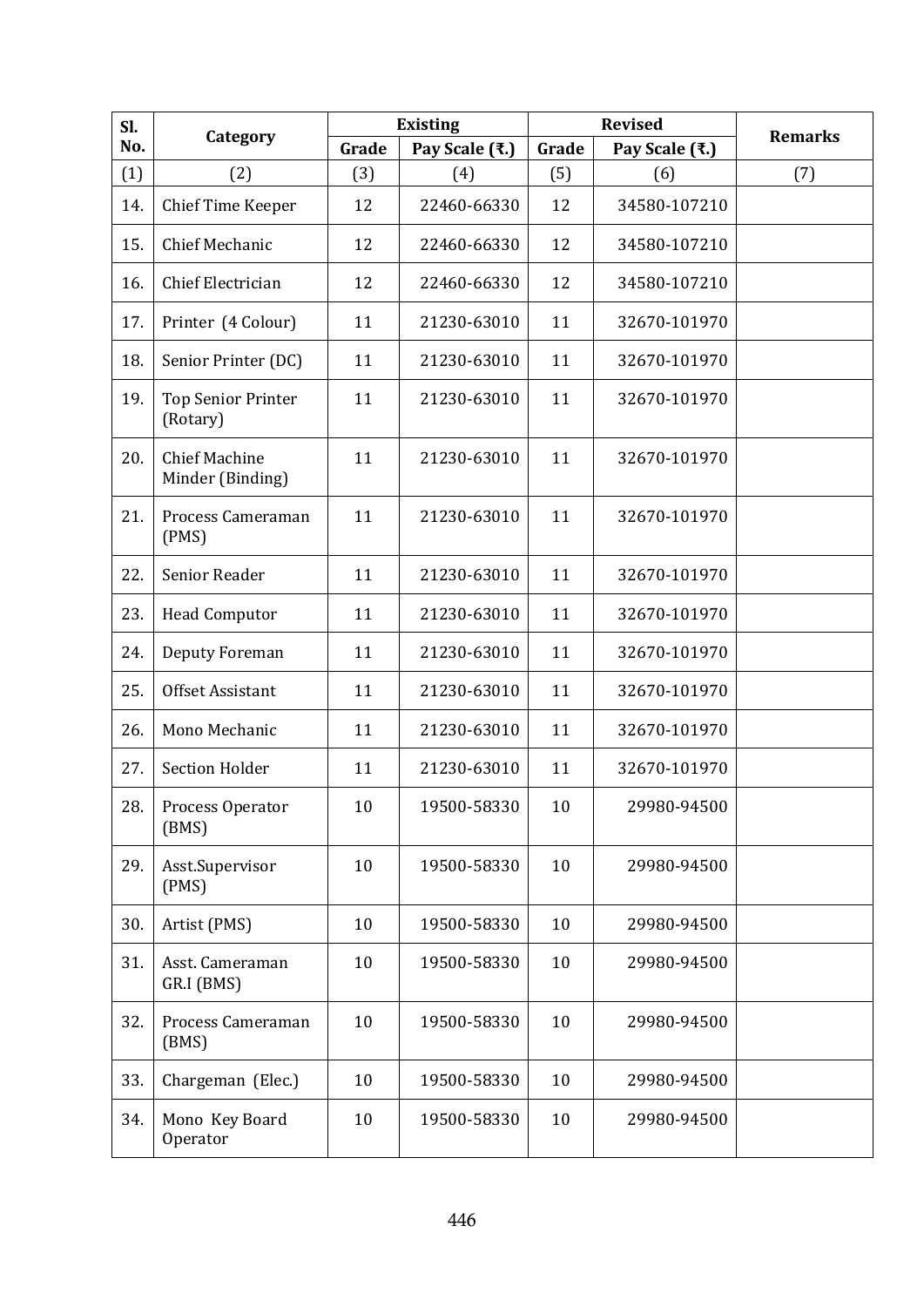| Sl. No. | Category | Existing | | Revised | | Remarks |
|---|---|---|---|---|---|---|
| | | Grade | Pay Scale (₹.) | Grade | Pay Scale (₹.) | |
| (1) | (2) | (3) | (4) | (5) | (6) | (7) |
| 14. | Chief Time Keeper | 12 | 22460-66330 | 12 | 34580-107210 | |
| 15. | Chief Mechanic | 12 | 22460-66330 | 12 | 34580-107210 | |
| 16. | Chief Electrician | 12 | 22460-66330 | 12 | 34580-107210 | |
| 17. | Printer (4 Colour) | 11 | 21230-63010 | 11 | 32670-101970 | |
| 18. | Senior Printer (DC) | 11 | 21230-63010 | 11 | 32670-101970 | |
| 19. | Top Senior Printer (Rotary) | 11 | 21230-63010 | 11 | 32670-101970 | |
| 20. | Chief Machine Minder (Binding) | 11 | 21230-63010 | 11 | 32670-101970 | |
| 21. | Process Cameraman (PMS) | 11 | 21230-63010 | 11 | 32670-101970 | |
| 22. | Senior Reader | 11 | 21230-63010 | 11 | 32670-101970 | |
| 23. | Head Computor | 11 | 21230-63010 | 11 | 32670-101970 | |
| 24. | Deputy Foreman | 11 | 21230-63010 | 11 | 32670-101970 | |
| 25. | Offset Assistant | 11 | 21230-63010 | 11 | 32670-101970 | |
| 26. | Mono Mechanic | 11 | 21230-63010 | 11 | 32670-101970 | |
| 27. | Section Holder | 11 | 21230-63010 | 11 | 32670-101970 | |
| 28. | Process Operator (BMS) | 10 | 19500-58330 | 10 | 29980-94500 | |
| 29. | Asst.Supervisor (PMS) | 10 | 19500-58330 | 10 | 29980-94500 | |
| 30. | Artist (PMS) | 10 | 19500-58330 | 10 | 29980-94500 | |
| 31. | Asst. Cameraman GR.I (BMS) | 10 | 19500-58330 | 10 | 29980-94500 | |
| 32. | Process Cameraman (BMS) | 10 | 19500-58330 | 10 | 29980-94500 | |
| 33. | Chargeman (Elec.) | 10 | 19500-58330 | 10 | 29980-94500 | |
| 34. | Mono Key Board Operator | 10 | 19500-58330 | 10 | 29980-94500 | |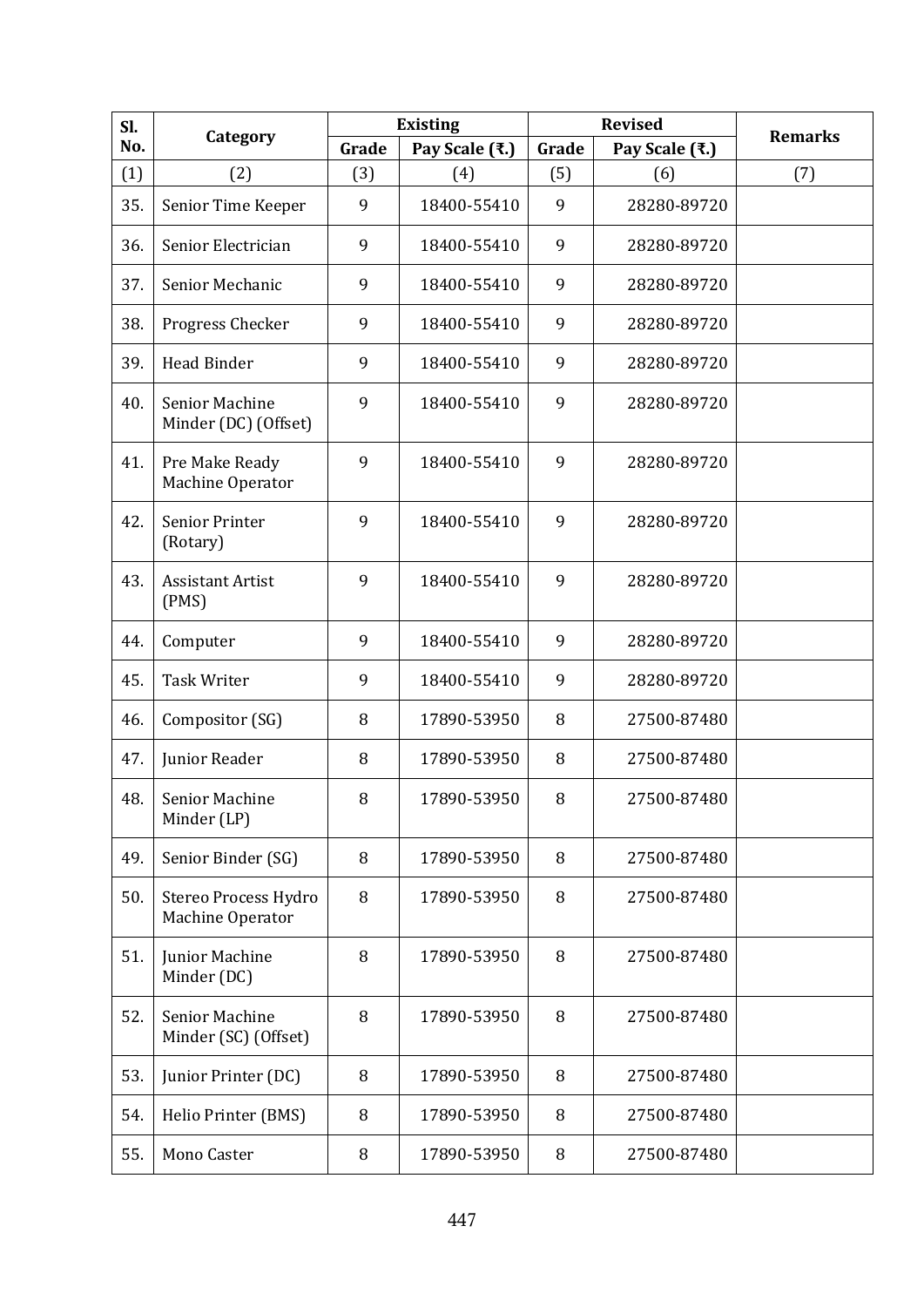| Sl. No. | Category | Existing | | Revised | | Remarks |
|---|---|---|---|---|---|---|
| | | Grade | Pay Scale (₹.) | Grade | Pay Scale (₹.) | |
| (1) | (2) | (3) | (4) | (5) | (6) | (7) |
| 35. | Senior Time Keeper | 9 | 18400-55410 | 9 | 28280-89720 | |
| 36. | Senior Electrician | 9 | 18400-55410 | 9 | 28280-89720 | |
| 37. | Senior Mechanic | 9 | 18400-55410 | 9 | 28280-89720 | |
| 38. | Progress Checker | 9 | 18400-55410 | 9 | 28280-89720 | |
| 39. | Head Binder | 9 | 18400-55410 | 9 | 28280-89720 | |
| 40. | Senior Machine Minder (DC) (Offset) | 9 | 18400-55410 | 9 | 28280-89720 | |
| 41. | Pre Make Ready Machine Operator | 9 | 18400-55410 | 9 | 28280-89720 | |
| 42. | Senior Printer (Rotary) | 9 | 18400-55410 | 9 | 28280-89720 | |
| 43. | Assistant Artist (PMS) | 9 | 18400-55410 | 9 | 28280-89720 | |
| 44. | Computer | 9 | 18400-55410 | 9 | 28280-89720 | |
| 45. | Task Writer | 9 | 18400-55410 | 9 | 28280-89720 | |
| 46. | Compositor (SG) | 8 | 17890-53950 | 8 | 27500-87480 | |
| 47. | Junior Reader | 8 | 17890-53950 | 8 | 27500-87480 | |
| 48. | Senior Machine Minder (LP) | 8 | 17890-53950 | 8 | 27500-87480 | |
| 49. | Senior Binder (SG) | 8 | 17890-53950 | 8 | 27500-87480 | |
| 50. | Stereo Process Hydro Machine Operator | 8 | 17890-53950 | 8 | 27500-87480 | |
| 51. | Junior Machine Minder (DC) | 8 | 17890-53950 | 8 | 27500-87480 | |
| 52. | Senior Machine Minder (SC) (Offset) | 8 | 17890-53950 | 8 | 27500-87480 | |
| 53. | Junior Printer (DC) | 8 | 17890-53950 | 8 | 27500-87480 | |
| 54. | Helio Printer (BMS) | 8 | 17890-53950 | 8 | 27500-87480 | |
| 55. | Mono Caster | 8 | 17890-53950 | 8 | 27500-87480 | |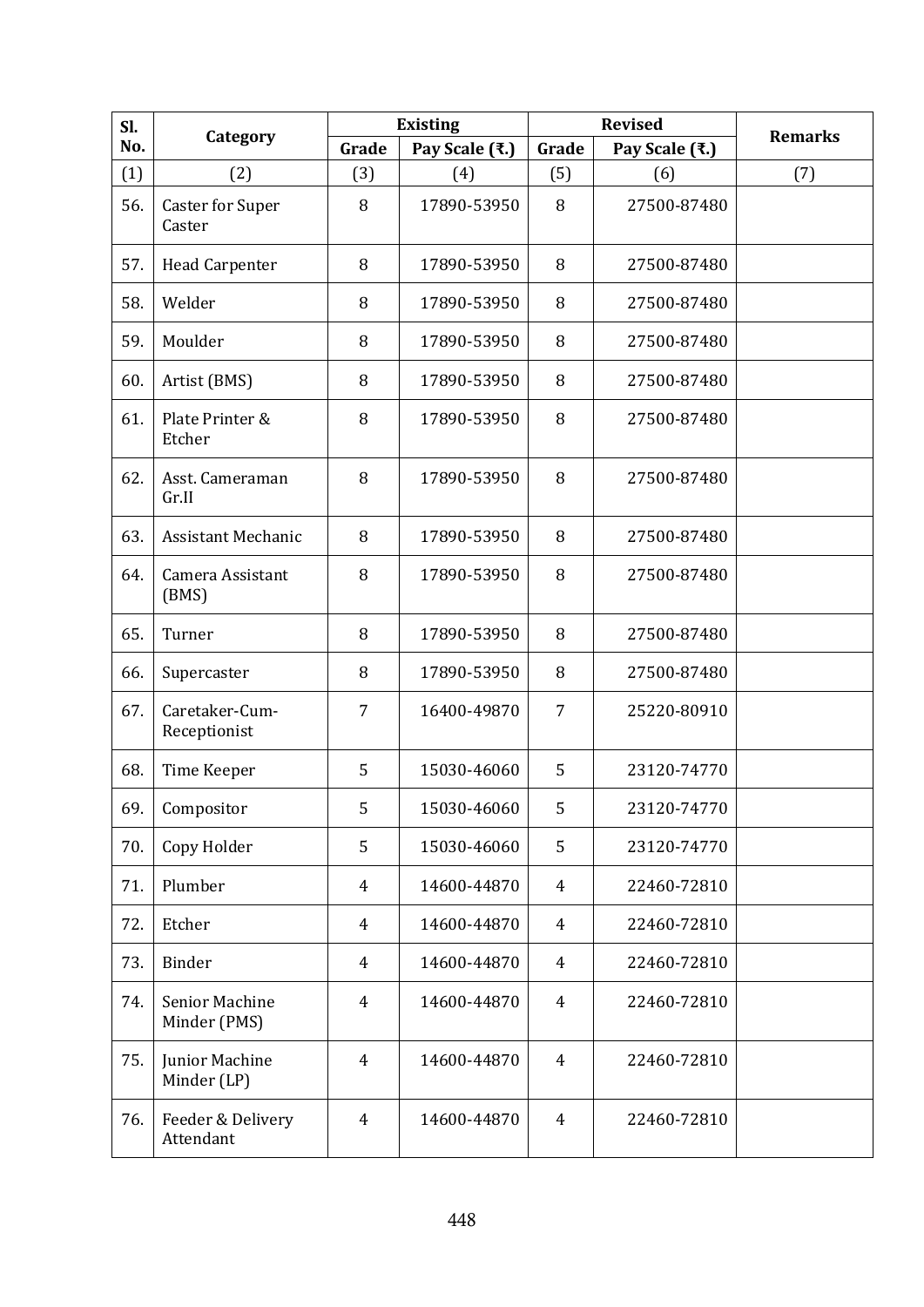| Sl. No. | Category | Existing | | Revised | | Remarks |
|---|---|---|---|---|---|---|
| | | Grade | Pay Scale (₹.) | Grade | Pay Scale (₹.) | |
| (1) | (2) | (3) | (4) | (5) | (6) | (7) |
| 56. | Caster for Super Caster | 8 | 17890-53950 | 8 | 27500-87480 | |
| 57. | Head Carpenter | 8 | 17890-53950 | 8 | 27500-87480 | |
| 58. | Welder | 8 | 17890-53950 | 8 | 27500-87480 | |
| 59. | Moulder | 8 | 17890-53950 | 8 | 27500-87480 | |
| 60. | Artist (BMS) | 8 | 17890-53950 | 8 | 27500-87480 | |
| 61. | Plate Printer & Etcher | 8 | 17890-53950 | 8 | 27500-87480 | |
| 62. | Asst. Cameraman Gr.II | 8 | 17890-53950 | 8 | 27500-87480 | |
| 63. | Assistant Mechanic | 8 | 17890-53950 | 8 | 27500-87480 | |
| 64. | Camera Assistant (BMS) | 8 | 17890-53950 | 8 | 27500-87480 | |
| 65. | Turner | 8 | 17890-53950 | 8 | 27500-87480 | |
| 66. | Supercaster | 8 | 17890-53950 | 8 | 27500-87480 | |
| 67. | Caretaker-Cum-Receptionist | 7 | 16400-49870 | 7 | 25220-80910 | |
| 68. | Time Keeper | 5 | 15030-46060 | 5 | 23120-74770 | |
| 69. | Compositor | 5 | 15030-46060 | 5 | 23120-74770 | |
| 70. | Copy Holder | 5 | 15030-46060 | 5 | 23120-74770 | |
| 71. | Plumber | 4 | 14600-44870 | 4 | 22460-72810 | |
| 72. | Etcher | 4 | 14600-44870 | 4 | 22460-72810 | |
| 73. | Binder | 4 | 14600-44870 | 4 | 22460-72810 | |
| 74. | Senior Machine Minder (PMS) | 4 | 14600-44870 | 4 | 22460-72810 | |
| 75. | Junior Machine Minder (LP) | 4 | 14600-44870 | 4 | 22460-72810 | |
| 76. | Feeder & Delivery Attendant | 4 | 14600-44870 | 4 | 22460-72810 | |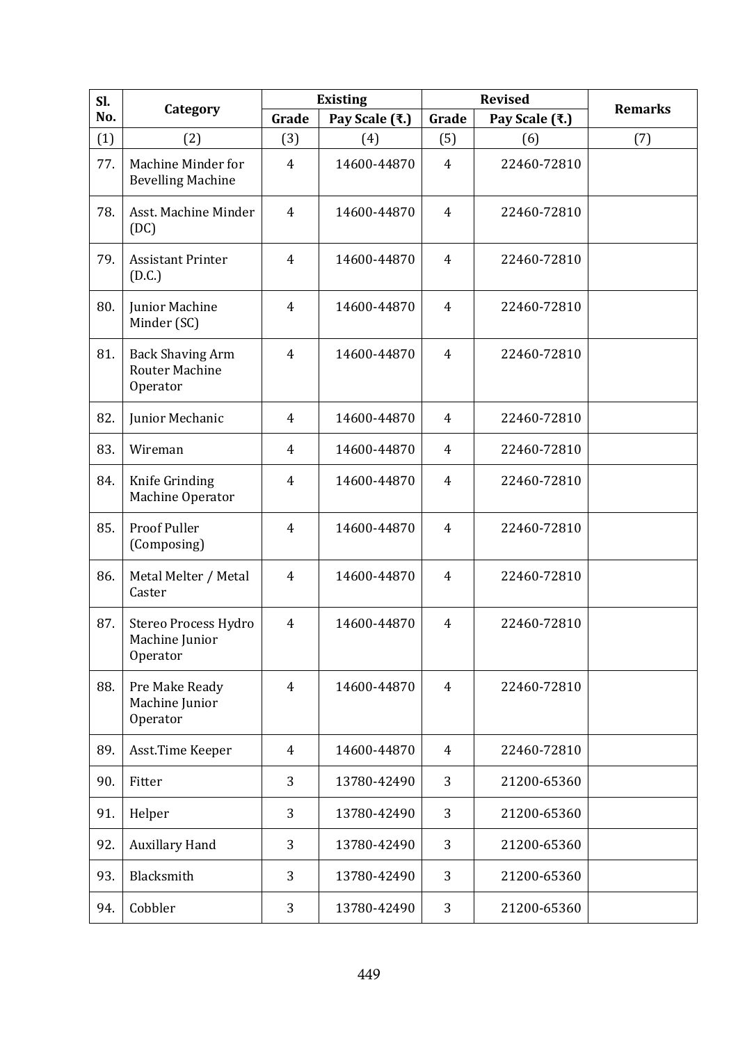| Sl. No. | Category | Existing | | Revised | | Remarks |
|---|---|---|---|---|---|---|
| | | Grade | Pay Scale (₹.) | Grade | Pay Scale (₹.) | |
| (1) | (2) | (3) | (4) | (5) | (6) | (7) |
| 77. | Machine Minder for Bevelling Machine | 4 | 14600-44870 | 4 | 22460-72810 | |
| 78. | Asst. Machine Minder (DC) | 4 | 14600-44870 | 4 | 22460-72810 | |
| 79. | Assistant Printer (D.C.) | 4 | 14600-44870 | 4 | 22460-72810 | |
| 80. | Junior Machine Minder (SC) | 4 | 14600-44870 | 4 | 22460-72810 | |
| 81. | Back Shaving Arm Router Machine Operator | 4 | 14600-44870 | 4 | 22460-72810 | |
| 82. | Junior Mechanic | 4 | 14600-44870 | 4 | 22460-72810 | |
| 83. | Wireman | 4 | 14600-44870 | 4 | 22460-72810 | |
| 84. | Knife Grinding Machine Operator | 4 | 14600-44870 | 4 | 22460-72810 | |
| 85. | Proof Puller (Composing) | 4 | 14600-44870 | 4 | 22460-72810 | |
| 86. | Metal Melter / Metal Caster | 4 | 14600-44870 | 4 | 22460-72810 | |
| 87. | Stereo Process Hydro Machine Junior Operator | 4 | 14600-44870 | 4 | 22460-72810 | |
| 88. | Pre Make Ready Machine Junior Operator | 4 | 14600-44870 | 4 | 22460-72810 | |
| 89. | Asst.Time Keeper | 4 | 14600-44870 | 4 | 22460-72810 | |
| 90. | Fitter | 3 | 13780-42490 | 3 | 21200-65360 | |
| 91. | Helper | 3 | 13780-42490 | 3 | 21200-65360 | |
| 92. | Auxillary Hand | 3 | 13780-42490 | 3 | 21200-65360 | |
| 93. | Blacksmith | 3 | 13780-42490 | 3 | 21200-65360 | |
| 94. | Cobbler | 3 | 13780-42490 | 3 | 21200-65360 | |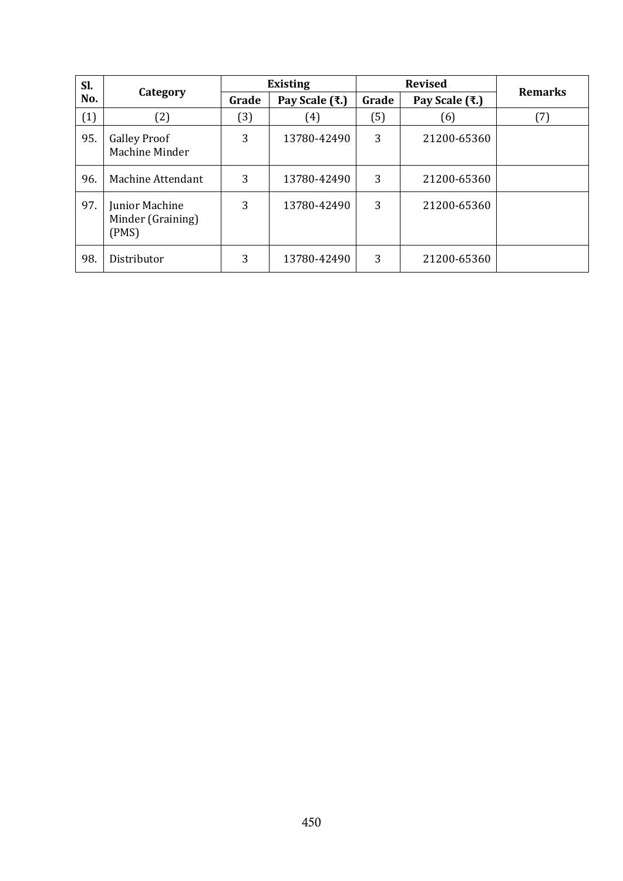| Sl. No. | Category | Existing | | Revised | | Remarks |
|---|---|---|---|---|---|---|
| | | Grade | Pay Scale (₹.) | Grade | Pay Scale (₹.) | |
| (1) | (2) | (3) | (4) | (5) | (6) | (7) |
| 95. | Galley Proof Machine Minder | 3 | 13780-42490 | 3 | 21200-65360 | |
| 96. | Machine Attendant | 3 | 13780-42490 | 3 | 21200-65360 | |
| 97. | Junior Machine Minder (Graining) (PMS) | 3 | 13780-42490 | 3 | 21200-65360 | |
| 98. | Distributor | 3 | 13780-42490 | 3 | 21200-65360 | |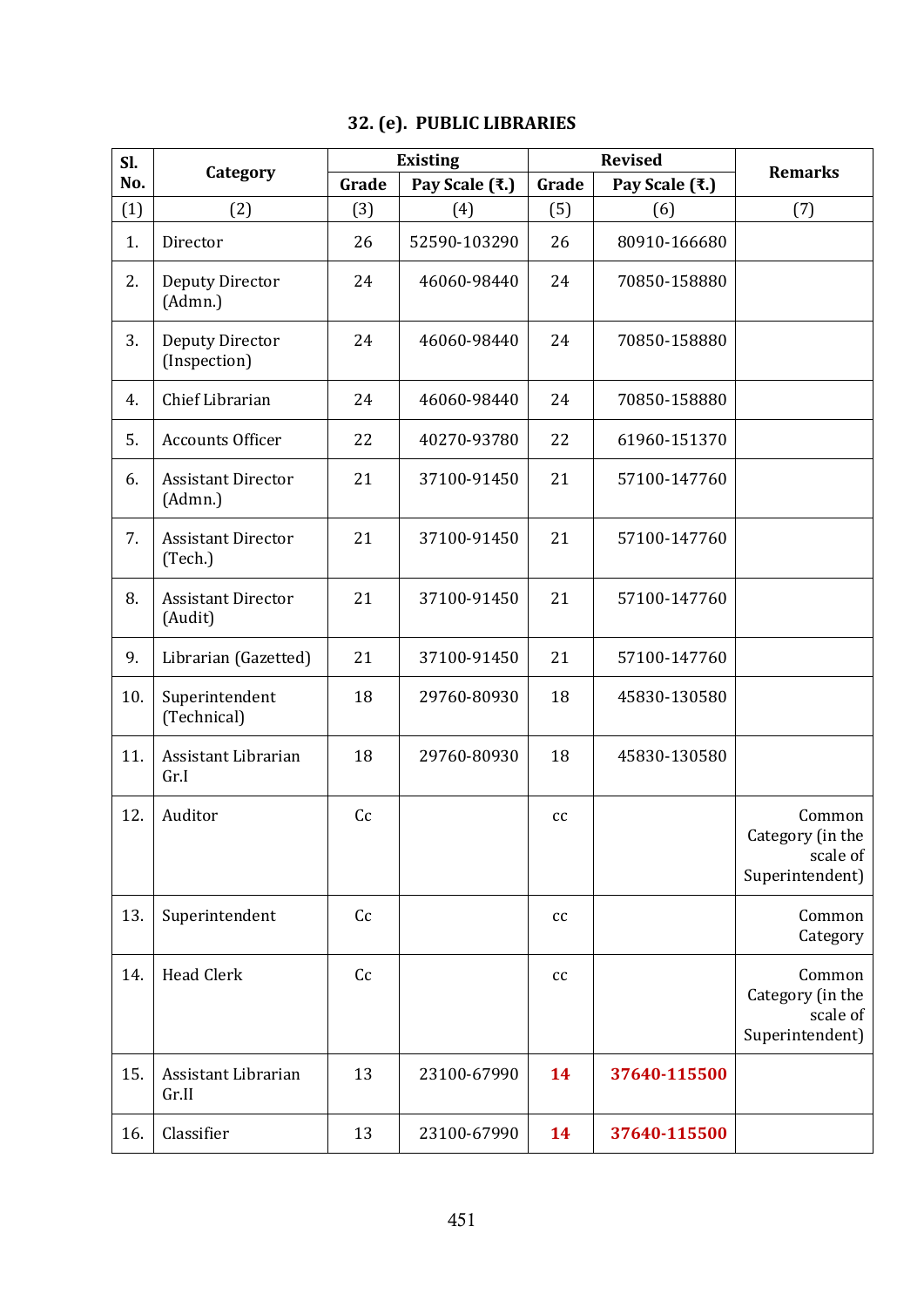## 32. (e). PUBLIC LIBRARIES

| Sl. No. | Category | Existing | | Revised | | Remarks |
|---|---|---|---|---|---|---|
| | | Grade | Pay Scale (₹.) | Grade | Pay Scale (₹.) | |
| (1) | (2) | (3) | (4) | (5) | (6) | (7) |
| 1. | Director | 26 | 52590-103290 | 26 | 80910-166680 | |
| 2. | Deputy Director (Admn.) | 24 | 46060-98440 | 24 | 70850-158880 | |
| 3. | Deputy Director (Inspection) | 24 | 46060-98440 | 24 | 70850-158880 | |
| 4. | Chief Librarian | 24 | 46060-98440 | 24 | 70850-158880 | |
| 5. | Accounts Officer | 22 | 40270-93780 | 22 | 61960-151370 | |
| 6. | Assistant Director (Admn.) | 21 | 37100-91450 | 21 | 57100-147760 | |
| 7. | Assistant Director (Tech.) | 21 | 37100-91450 | 21 | 57100-147760 | |
| 8. | Assistant Director (Audit) | 21 | 37100-91450 | 21 | 57100-147760 | |
| 9. | Librarian (Gazetted) | 21 | 37100-91450 | 21 | 57100-147760 | |
| 10. | Superintendent (Technical) | 18 | 29760-80930 | 18 | 45830-130580 | |
| 11. | Assistant Librarian Gr.I | 18 | 29760-80930 | 18 | 45830-130580 | |
| 12. | Auditor | Cc | | cc | | Common Category (in the scale of Superintendent) |
| 13. | Superintendent | Cc | | cc | | Common Category |
| 14. | Head Clerk | Cc | | cc | | Common Category (in the scale of Superintendent) |
| 15. | Assistant Librarian Gr.II | 13 | 23100-67990 | **14** | **37640-115500** | |
| 16. | Classifier | 13 | 23100-67990 | **14** | **37640-115500** | |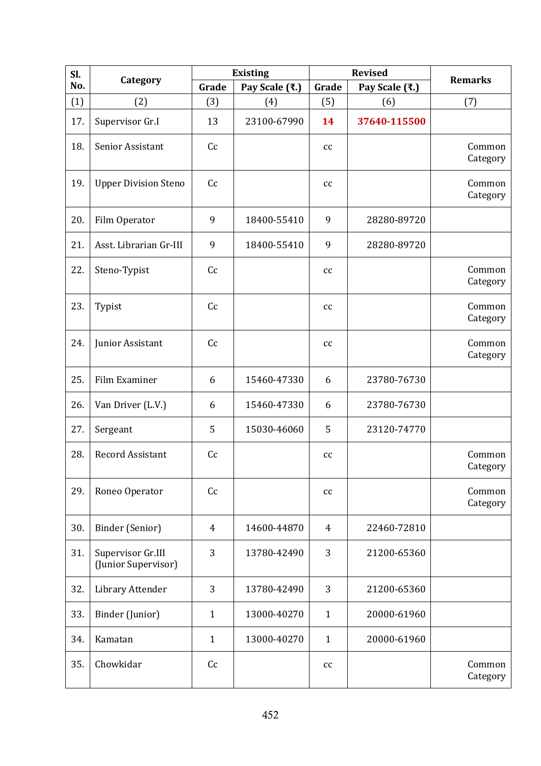| Sl. No. | Category | Existing | | Revised | | Remarks |
|---|---|---|---|---|---|---|
| | | Grade | Pay Scale (₹.) | Grade | Pay Scale (₹.) | |
| (1) | (2) | (3) | (4) | (5) | (6) | (7) |
| 17. | Supervisor Gr.I | 13 | 23100-67990 | **14** | **37640-115500** | |
| 18. | Senior Assistant | Cc | | cc | | Common Category |
| 19. | Upper Division Steno | Cc | | cc | | Common Category |
| 20. | Film Operator | 9 | 18400-55410 | 9 | 28280-89720 | |
| 21. | Asst. Librarian Gr-III | 9 | 18400-55410 | 9 | 28280-89720 | |
| 22. | Steno-Typist | Cc | | cc | | Common Category |
| 23. | Typist | Cc | | cc | | Common Category |
| 24. | Junior Assistant | Cc | | cc | | Common Category |
| 25. | Film Examiner | 6 | 15460-47330 | 6 | 23780-76730 | |
| 26. | Van Driver (L.V.) | 6 | 15460-47330 | 6 | 23780-76730 | |
| 27. | Sergeant | 5 | 15030-46060 | 5 | 23120-74770 | |
| 28. | Record Assistant | Cc | | cc | | Common Category |
| 29. | Roneo Operator | Cc | | cc | | Common Category |
| 30. | Binder (Senior) | 4 | 14600-44870 | 4 | 22460-72810 | |
| 31. | Supervisor Gr.III (Junior Supervisor) | 3 | 13780-42490 | 3 | 21200-65360 | |
| 32. | Library Attender | 3 | 13780-42490 | 3 | 21200-65360 | |
| 33. | Binder (Junior) | 1 | 13000-40270 | 1 | 20000-61960 | |
| 34. | Kamatan | 1 | 13000-40270 | 1 | 20000-61960 | |
| 35. | Chowkidar | Cc | | cc | | Common Category |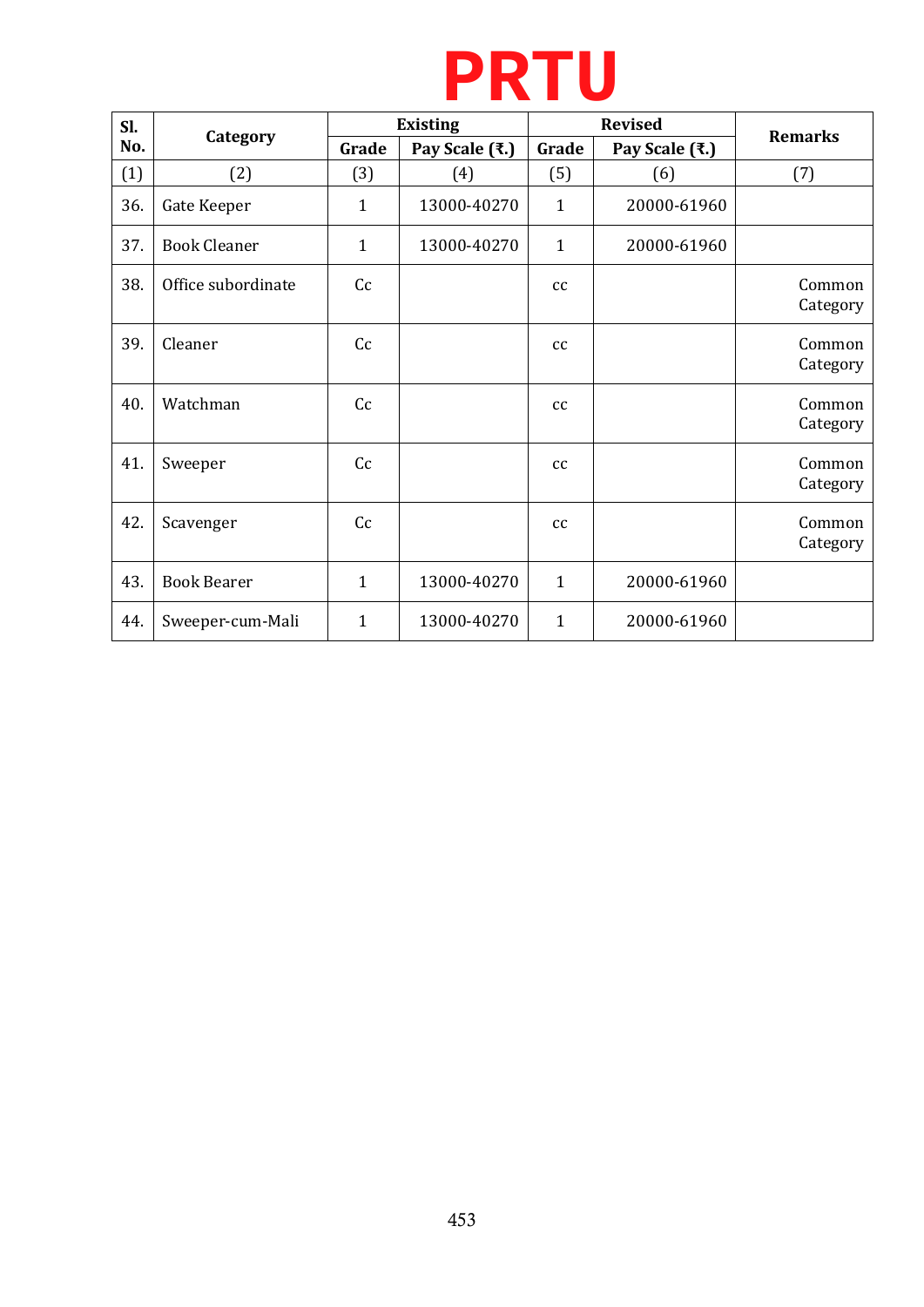# PRTU

| Sl. No. | Category | Existing | | Revised | | Remarks |
|---|---|---|---|---|---|---|
| | | Grade | Pay Scale (₹.) | Grade | Pay Scale (₹.) | |
| (1) | (2) | (3) | (4) | (5) | (6) | (7) |
| 36. | Gate Keeper | 1 | 13000-40270 | 1 | 20000-61960 | |
| 37. | Book Cleaner | 1 | 13000-40270 | 1 | 20000-61960 | |
| 38. | Office subordinate | Cc | | cc | | Common Category |
| 39. | Cleaner | Cc | | cc | | Common Category |
| 40. | Watchman | Cc | | cc | | Common Category |
| 41. | Sweeper | Cc | | cc | | Common Category |
| 42. | Scavenger | Cc | | cc | | Common Category |
| 43. | Book Bearer | 1 | 13000-40270 | 1 | 20000-61960 | |
| 44. | Sweeper-cum-Mali | 1 | 13000-40270 | 1 | 20000-61960 | |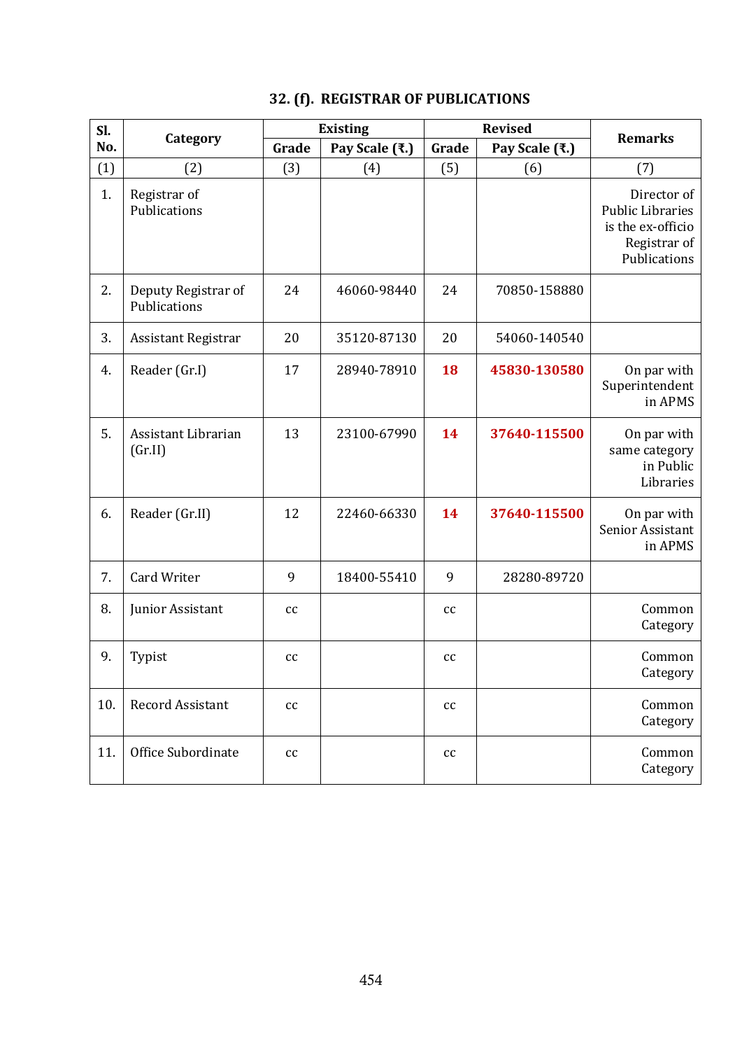## 32. (f). REGISTRAR OF PUBLICATIONS

| Sl. No. | Category | Existing | | Revised | | Remarks |
|---|---|---|---|---|---|---|
| | | Grade | Pay Scale (₹.) | Grade | Pay Scale (₹.) | |
| (1) | (2) | (3) | (4) | (5) | (6) | (7) |
| 1. | Registrar of Publications | | | | | Director of Public Libraries is the ex-officio Registrar of Publications |
| 2. | Deputy Registrar of Publications | 24 | 46060-98440 | 24 | 70850-158880 | |
| 3. | Assistant Registrar | 20 | 35120-87130 | 20 | 54060-140540 | |
| 4. | Reader (Gr.I) | 17 | 28940-78910 | **18** | **45830-130580** | On par with Superintendent in APMS |
| 5. | Assistant Librarian (Gr.II) | 13 | 23100-67990 | **14** | **37640-115500** | On par with same category in Public Libraries |
| 6. | Reader (Gr.II) | 12 | 22460-66330 | **14** | **37640-115500** | On par with Senior Assistant in APMS |
| 7. | Card Writer | 9 | 18400-55410 | 9 | 28280-89720 | |
| 8. | Junior Assistant | cc | | cc | | Common Category |
| 9. | Typist | cc | | cc | | Common Category |
| 10. | Record Assistant | cc | | cc | | Common Category |
| 11. | Office Subordinate | cc | | cc | | Common Category |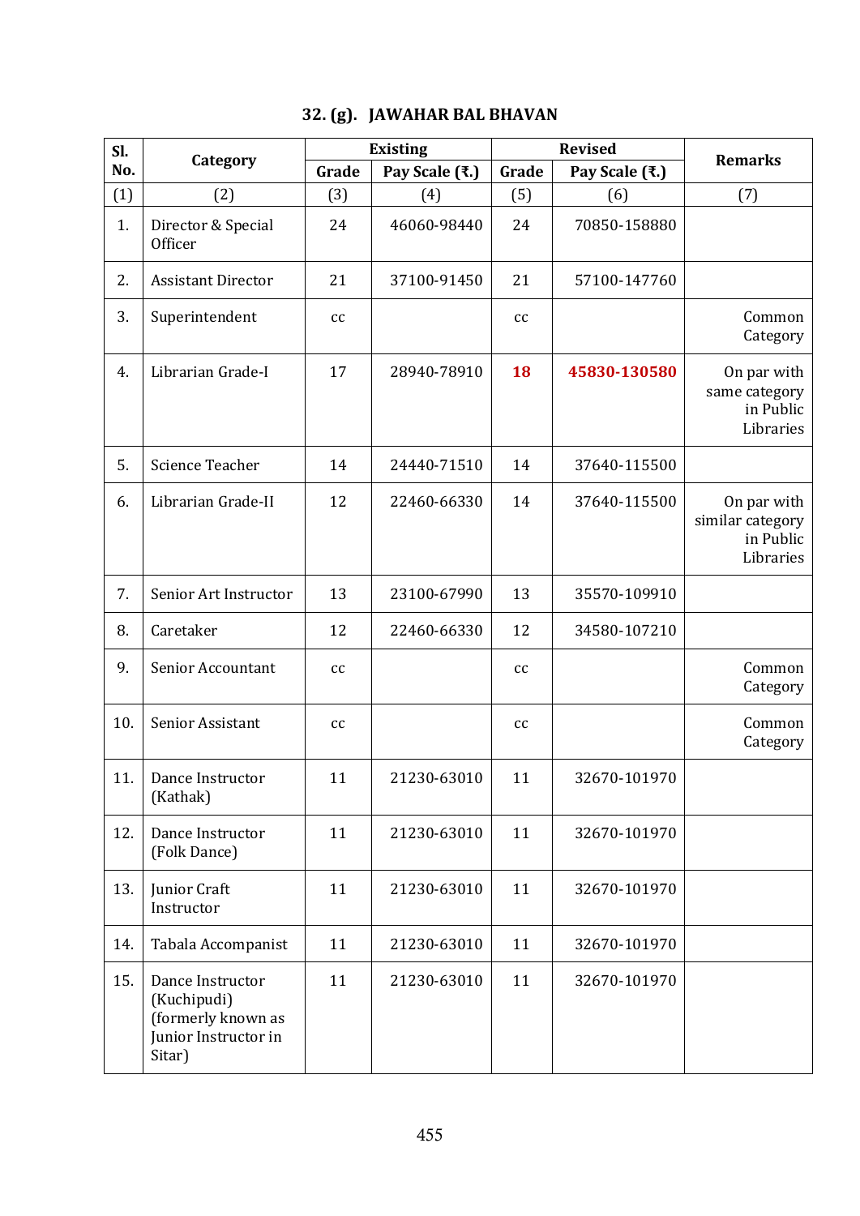## 32. (g). JAWAHAR BAL BHAVAN

| Sl. No. | Category | Existing | | Revised | | Remarks |
|---|---|---|---|---|---|---|
| | | Grade | Pay Scale (₹.) | Grade | Pay Scale (₹.) | |
| (1) | (2) | (3) | (4) | (5) | (6) | (7) |
| 1. | Director & Special Officer | 24 | 46060-98440 | 24 | 70850-158880 | |
| 2. | Assistant Director | 21 | 37100-91450 | 21 | 57100-147760 | |
| 3. | Superintendent | cc | | cc | | Common Category |
| 4. | Librarian Grade-I | 17 | 28940-78910 | **18** | **45830-130580** | On par with same category in Public Libraries |
| 5. | Science Teacher | 14 | 24440-71510 | 14 | 37640-115500 | |
| 6. | Librarian Grade-II | 12 | 22460-66330 | 14 | 37640-115500 | On par with similar category in Public Libraries |
| 7. | Senior Art Instructor | 13 | 23100-67990 | 13 | 35570-109910 | |
| 8. | Caretaker | 12 | 22460-66330 | 12 | 34580-107210 | |
| 9. | Senior Accountant | cc | | cc | | Common Category |
| 10. | Senior Assistant | cc | | cc | | Common Category |
| 11. | Dance Instructor (Kathak) | 11 | 21230-63010 | 11 | 32670-101970 | |
| 12. | Dance Instructor (Folk Dance) | 11 | 21230-63010 | 11 | 32670-101970 | |
| 13. | Junior Craft Instructor | 11 | 21230-63010 | 11 | 32670-101970 | |
| 14. | Tabala Accompanist | 11 | 21230-63010 | 11 | 32670-101970 | |
| 15. | Dance Instructor (Kuchipudi) (formerly known as Junior Instructor in Sitar) | 11 | 21230-63010 | 11 | 32670-101970 | |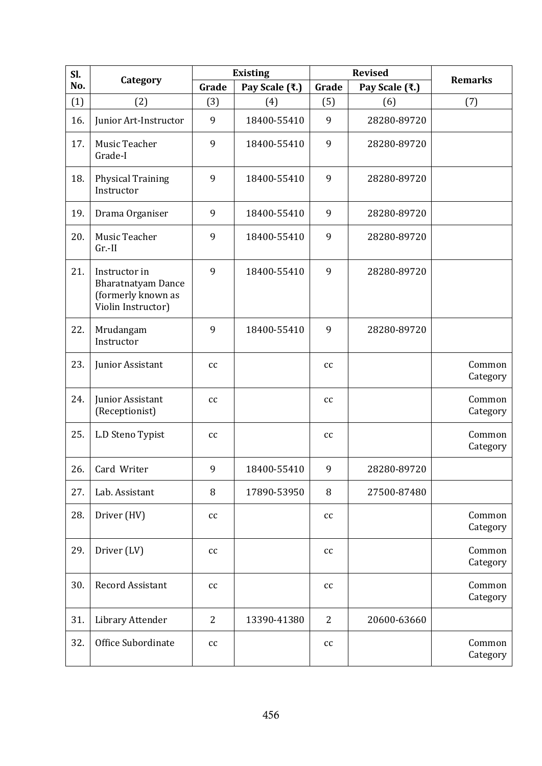| Sl. No. | Category | Existing | | Revised | | Remarks |
|---|---|---|---|---|---|---|
| | | Grade | Pay Scale (₹.) | Grade | Pay Scale (₹.) | |
| (1) | (2) | (3) | (4) | (5) | (6) | (7) |
| 16. | Junior Art-Instructor | 9 | 18400-55410 | 9 | 28280-89720 | |
| 17. | Music Teacher Grade-I | 9 | 18400-55410 | 9 | 28280-89720 | |
| 18. | Physical Training Instructor | 9 | 18400-55410 | 9 | 28280-89720 | |
| 19. | Drama Organiser | 9 | 18400-55410 | 9 | 28280-89720 | |
| 20. | Music Teacher Gr.-II | 9 | 18400-55410 | 9 | 28280-89720 | |
| 21. | Instructor in Bharatnatyam Dance (formerly known as Violin Instructor) | 9 | 18400-55410 | 9 | 28280-89720 | |
| 22. | Mrudangam Instructor | 9 | 18400-55410 | 9 | 28280-89720 | |
| 23. | Junior Assistant | cc | | cc | | Common Category |
| 24. | Junior Assistant (Receptionist) | cc | | cc | | Common Category |
| 25. | L.D Steno Typist | cc | | cc | | Common Category |
| 26. | Card Writer | 9 | 18400-55410 | 9 | 28280-89720 | |
| 27. | Lab. Assistant | 8 | 17890-53950 | 8 | 27500-87480 | |
| 28. | Driver (HV) | cc | | cc | | Common Category |
| 29. | Driver (LV) | cc | | cc | | Common Category |
| 30. | Record Assistant | cc | | cc | | Common Category |
| 31. | Library Attender | 2 | 13390-41380 | 2 | 20600-63660 | |
| 32. | Office Subordinate | cc | | cc | | Common Category |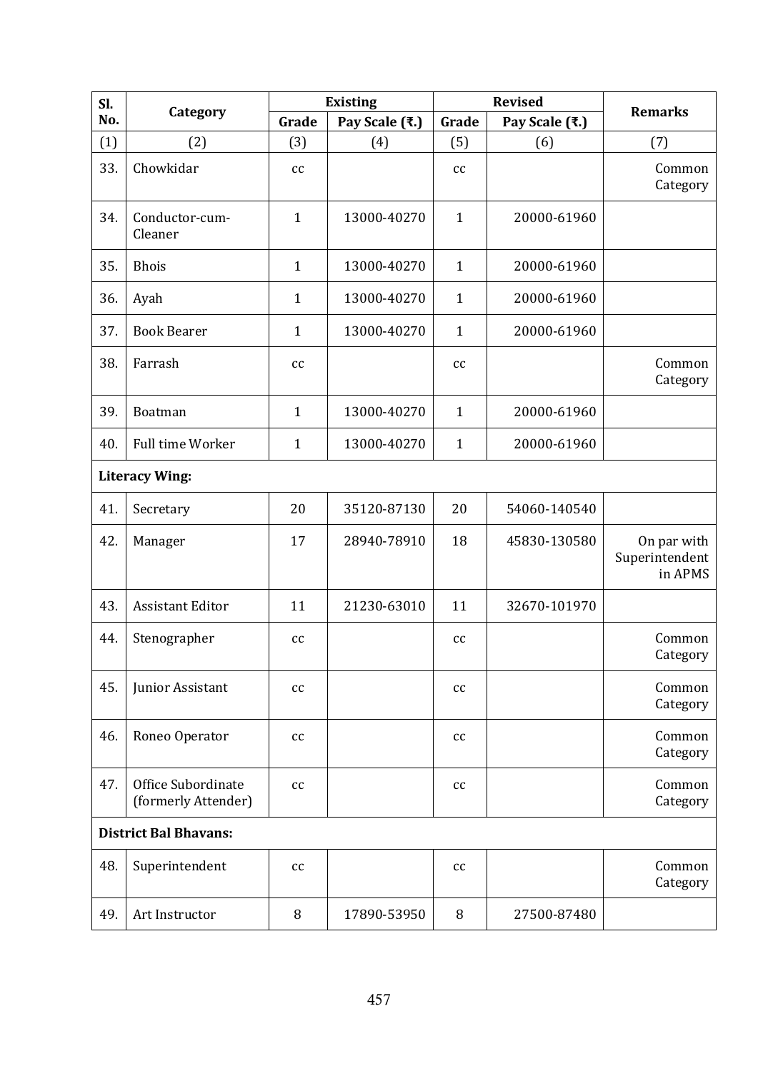| Sl. No. | Category | Existing | | Revised | | Remarks |
|---|---|---|---|---|---|---|
| | | Grade | Pay Scale (₹.) | Grade | Pay Scale (₹.) | |
| (1) | (2) | (3) | (4) | (5) | (6) | (7) |
| 33. | Chowkidar | cc | | cc | | Common Category |
| 34. | Conductor-cum-Cleaner | 1 | 13000-40270 | 1 | 20000-61960 | |
| 35. | Bhois | 1 | 13000-40270 | 1 | 20000-61960 | |
| 36. | Ayah | 1 | 13000-40270 | 1 | 20000-61960 | |
| 37. | Book Bearer | 1 | 13000-40270 | 1 | 20000-61960 | |
| 38. | Farrash | cc | | cc | | Common Category |
| 39. | Boatman | 1 | 13000-40270 | 1 | 20000-61960 | |
| 40. | Full time Worker | 1 | 13000-40270 | 1 | 20000-61960 | |
| **Literacy Wing:** | | | | | | |
| 41. | Secretary | 20 | 35120-87130 | 20 | 54060-140540 | |
| 42. | Manager | 17 | 28940-78910 | 18 | 45830-130580 | On par with Superintendent in APMS |
| 43. | Assistant Editor | 11 | 21230-63010 | 11 | 32670-101970 | |
| 44. | Stenographer | cc | | cc | | Common Category |
| 45. | Junior Assistant | cc | | cc | | Common Category |
| 46. | Roneo Operator | cc | | cc | | Common Category |
| 47. | Office Subordinate (formerly Attender) | cc | | cc | | Common Category |
| **District Bal Bhavans:** | | | | | | |
| 48. | Superintendent | cc | | cc | | Common Category |
| 49. | Art Instructor | 8 | 17890-53950 | 8 | 27500-87480 | |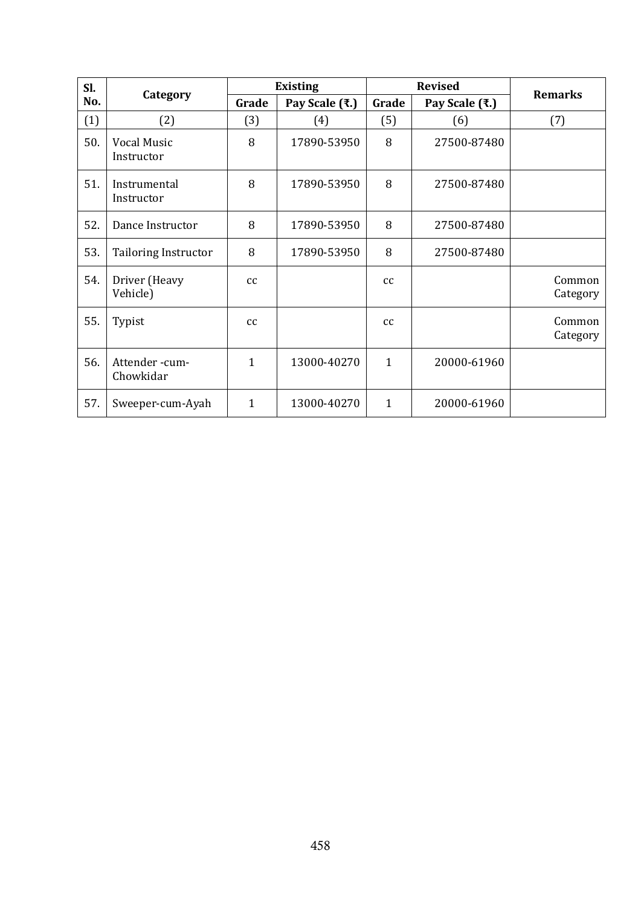| Sl. No. | Category | Existing | | Revised | | Remarks |
|---|---|---|---|---|---|---|
| | | Grade | Pay Scale (₹.) | Grade | Pay Scale (₹.) | |
| (1) | (2) | (3) | (4) | (5) | (6) | (7) |
| 50. | Vocal Music Instructor | 8 | 17890-53950 | 8 | 27500-87480 | |
| 51. | Instrumental Instructor | 8 | 17890-53950 | 8 | 27500-87480 | |
| 52. | Dance Instructor | 8 | 17890-53950 | 8 | 27500-87480 | |
| 53. | Tailoring Instructor | 8 | 17890-53950 | 8 | 27500-87480 | |
| 54. | Driver (Heavy Vehicle) | cc | | cc | | Common Category |
| 55. | Typist | cc | | cc | | Common Category |
| 56. | Attender -cum-Chowkidar | 1 | 13000-40270 | 1 | 20000-61960 | |
| 57. | Sweeper-cum-Ayah | 1 | 13000-40270 | 1 | 20000-61960 | |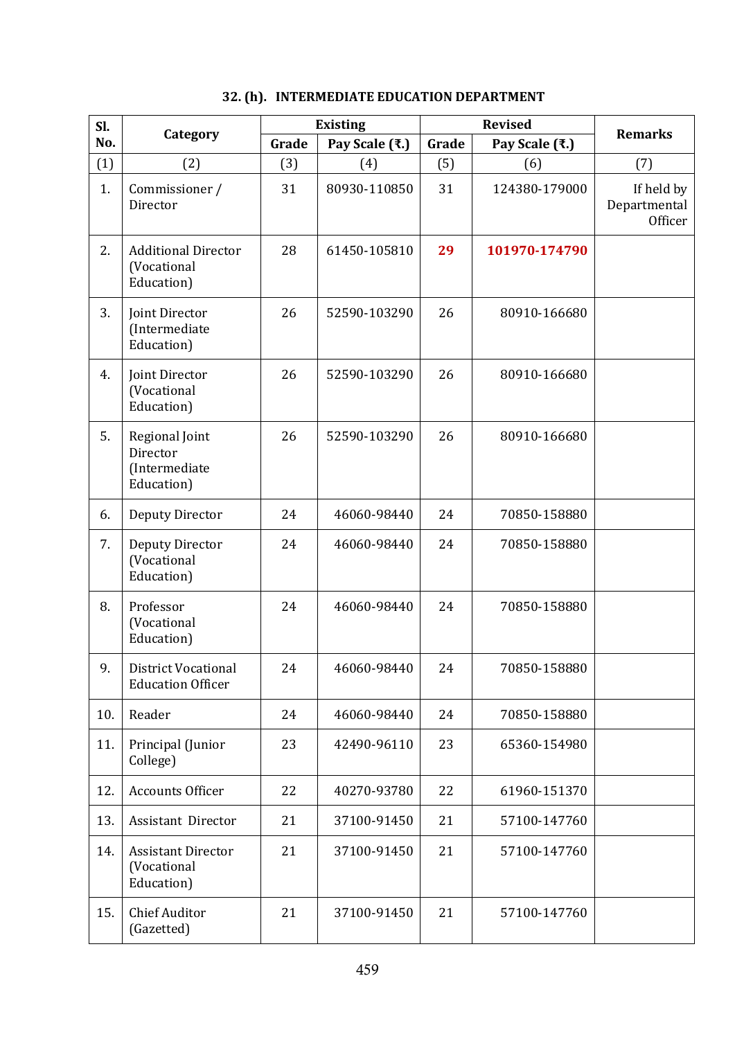### 32. (h). INTERMEDIATE EDUCATION DEPARTMENT

| Sl. No. | Category | Existing | | Revised | | Remarks |
|---|---|---|---|---|---|---|
| | | Grade | Pay Scale (₹.) | Grade | Pay Scale (₹.) | |
| (1) | (2) | (3) | (4) | (5) | (6) | (7) |
| 1. | Commissioner / Director | 31 | 80930-110850 | 31 | 124380-179000 | If held by Departmental Officer |
| 2. | Additional Director (Vocational Education) | 28 | 61450-105810 | **29** | **101970-174790** | |
| 3. | Joint Director (Intermediate Education) | 26 | 52590-103290 | 26 | 80910-166680 | |
| 4. | Joint Director (Vocational Education) | 26 | 52590-103290 | 26 | 80910-166680 | |
| 5. | Regional Joint Director (Intermediate Education) | 26 | 52590-103290 | 26 | 80910-166680 | |
| 6. | Deputy Director | 24 | 46060-98440 | 24 | 70850-158880 | |
| 7. | Deputy Director (Vocational Education) | 24 | 46060-98440 | 24 | 70850-158880 | |
| 8. | Professor (Vocational Education) | 24 | 46060-98440 | 24 | 70850-158880 | |
| 9. | District Vocational Education Officer | 24 | 46060-98440 | 24 | 70850-158880 | |
| 10. | Reader | 24 | 46060-98440 | 24 | 70850-158880 | |
| 11. | Principal (Junior College) | 23 | 42490-96110 | 23 | 65360-154980 | |
| 12. | Accounts Officer | 22 | 40270-93780 | 22 | 61960-151370 | |
| 13. | Assistant Director | 21 | 37100-91450 | 21 | 57100-147760 | |
| 14. | Assistant Director (Vocational Education) | 21 | 37100-91450 | 21 | 57100-147760 | |
| 15. | Chief Auditor (Gazetted) | 21 | 37100-91450 | 21 | 57100-147760 | |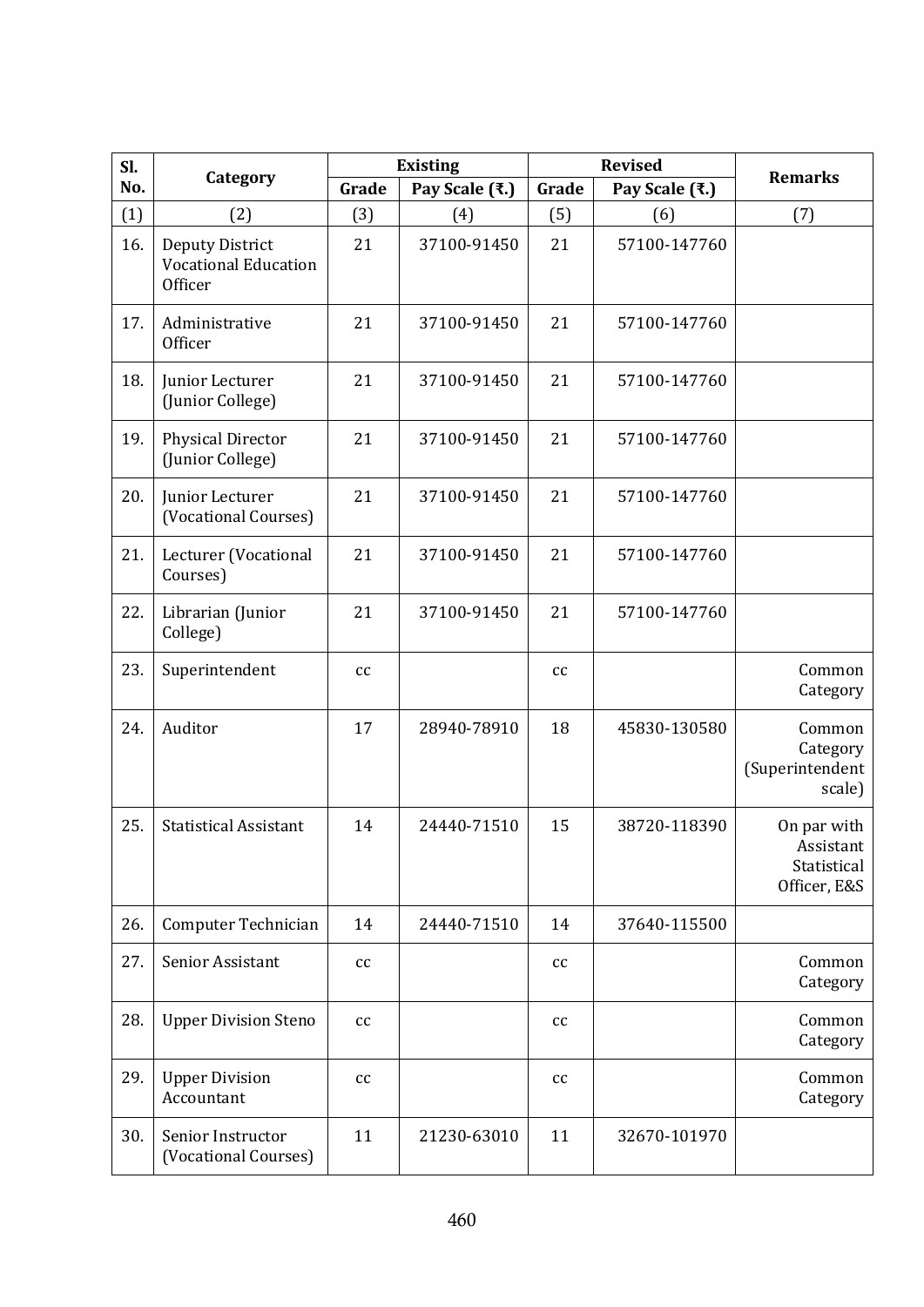| Sl. No. | Category | Existing | | Revised | | Remarks |
|---|---|---|---|---|---|---|
| | | Grade | Pay Scale (₹.) | Grade | Pay Scale (₹.) | |
| (1) | (2) | (3) | (4) | (5) | (6) | (7) |
| 16. | Deputy District Vocational Education Officer | 21 | 37100-91450 | 21 | 57100-147760 | |
| 17. | Administrative Officer | 21 | 37100-91450 | 21 | 57100-147760 | |
| 18. | Junior Lecturer (Junior College) | 21 | 37100-91450 | 21 | 57100-147760 | |
| 19. | Physical Director (Junior College) | 21 | 37100-91450 | 21 | 57100-147760 | |
| 20. | Junior Lecturer (Vocational Courses) | 21 | 37100-91450 | 21 | 57100-147760 | |
| 21. | Lecturer (Vocational Courses) | 21 | 37100-91450 | 21 | 57100-147760 | |
| 22. | Librarian (Junior College) | 21 | 37100-91450 | 21 | 57100-147760 | |
| 23. | Superintendent | cc | | cc | | Common Category |
| 24. | Auditor | 17 | 28940-78910 | 18 | 45830-130580 | Common Category (Superintendent scale) |
| 25. | Statistical Assistant | 14 | 24440-71510 | 15 | 38720-118390 | On par with Assistant Statistical Officer, E&S |
| 26. | Computer Technician | 14 | 24440-71510 | 14 | 37640-115500 | |
| 27. | Senior Assistant | cc | | cc | | Common Category |
| 28. | Upper Division Steno | cc | | cc | | Common Category |
| 29. | Upper Division Accountant | cc | | cc | | Common Category |
| 30. | Senior Instructor (Vocational Courses) | 11 | 21230-63010 | 11 | 32670-101970 | |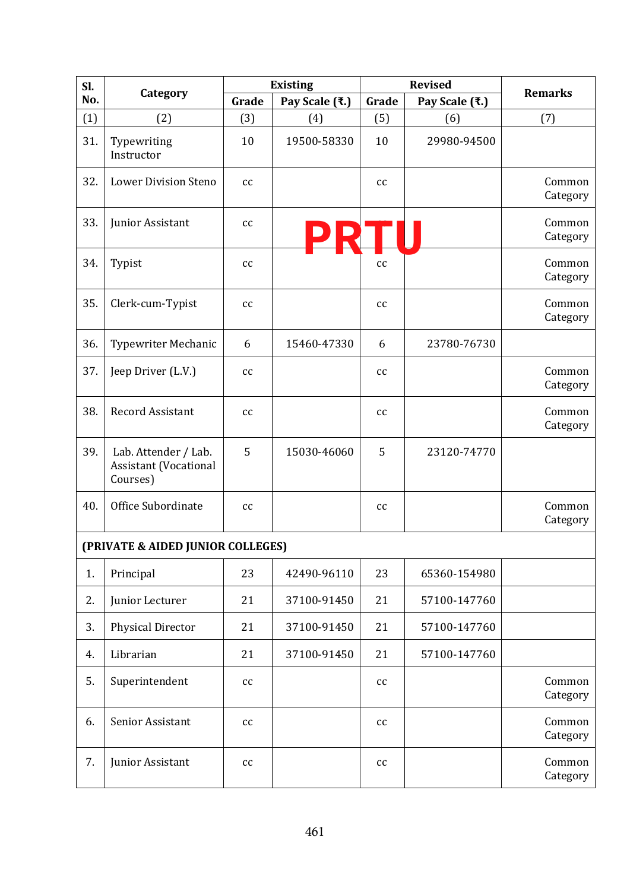| Sl. No. | Category | Existing | | Revised | | Remarks |
|---|---|---|---|---|---|---|
| | | Grade | Pay Scale (₹.) | Grade | Pay Scale (₹.) | |
| (1) | (2) | (3) | (4) | (5) | (6) | (7) |
| 31. | Typewriting Instructor | 10 | 19500-58330 | 10 | 29980-94500 | |
| 32. | Lower Division Steno | cc | | cc | | Common Category |
| 33. | Junior Assistant | cc | | cc | | Common Category |
| 34. | Typist | cc | | cc | | Common Category |
| 35. | Clerk-cum-Typist | cc | | cc | | Common Category |
| 36. | Typewriter Mechanic | 6 | 15460-47330 | 6 | 23780-76730 | |
| 37. | Jeep Driver (L.V.) | cc | | cc | | Common Category |
| 38. | Record Assistant | cc | | cc | | Common Category |
| 39. | Lab. Attender / Lab. Assistant (Vocational Courses) | 5 | 15030-46060 | 5 | 23120-74770 | |
| 40. | Office Subordinate | cc | | cc | | Common Category |
| **(PRIVATE & AIDED JUNIOR COLLEGES)** | | | | | | |
| 1. | Principal | 23 | 42490-96110 | 23 | 65360-154980 | |
| 2. | Junior Lecturer | 21 | 37100-91450 | 21 | 57100-147760 | |
| 3. | Physical Director | 21 | 37100-91450 | 21 | 57100-147760 | |
| 4. | Librarian | 21 | 37100-91450 | 21 | 57100-147760 | |
| 5. | Superintendent | cc | | cc | | Common Category |
| 6. | Senior Assistant | cc | | cc | | Common Category |
| 7. | Junior Assistant | cc | | cc | | Common Category |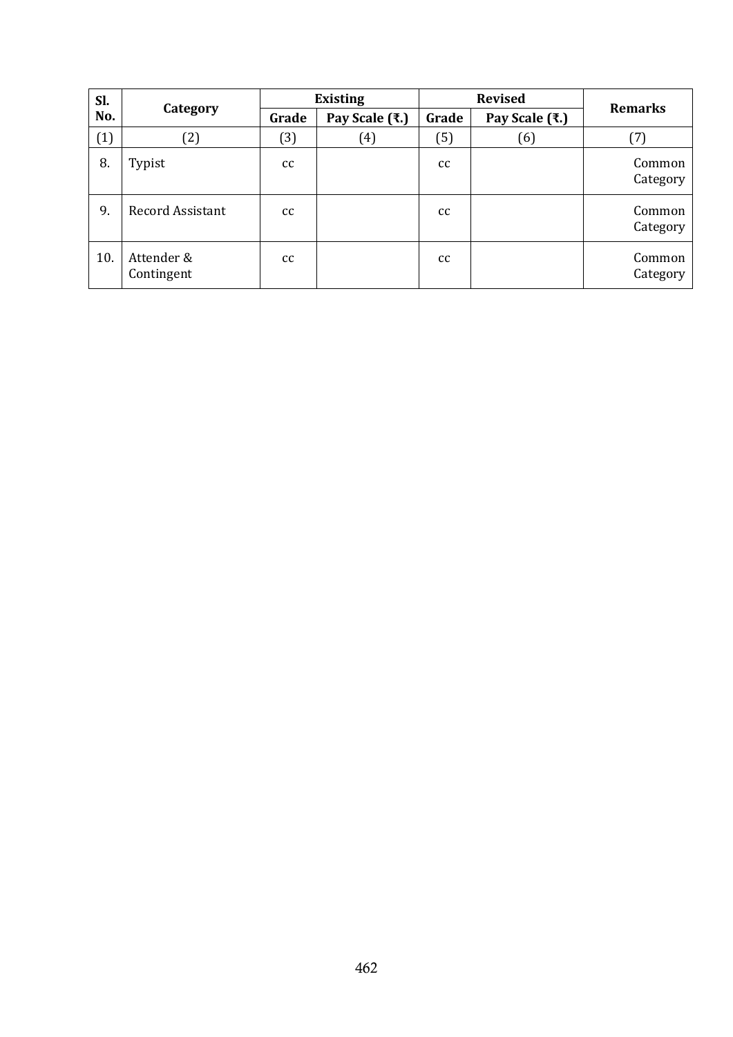| Sl. No. | Category | Existing | | Revised | | Remarks |
|---|---|---|---|---|---|---|
| | | Grade | Pay Scale (₹.) | Grade | Pay Scale (₹.) | |
| (1) | (2) | (3) | (4) | (5) | (6) | (7) |
| 8. | Typist | cc | | cc | | Common Category |
| 9. | Record Assistant | cc | | cc | | Common Category |
| 10. | Attender & Contingent | cc | | cc | | Common Category |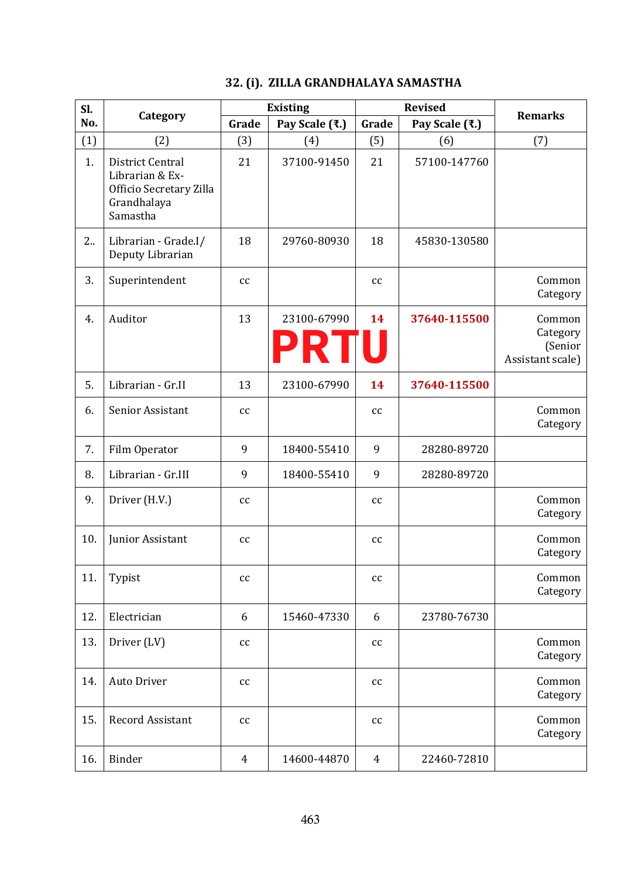## 32. (i). ZILLA GRANDHALAYA SAMASTHA

| Sl. No. | Category | Existing | | Revised | | Remarks |
|---|---|---|---|---|---|---|
| | | Grade | Pay Scale (₹.) | Grade | Pay Scale (₹.) | |
| (1) | (2) | (3) | (4) | (5) | (6) | (7) |
| 1. | District Central Librarian & Ex-Officio Secretary Zilla Grandhalaya Samastha | 21 | 37100-91450 | 21 | 57100-147760 | |
| 2.. | Librarian - Grade.I/ Deputy Librarian | 18 | 29760-80930 | 18 | 45830-130580 | |
| 3. | Superintendent | cc | | cc | | Common Category |
| 4. | Auditor | 13 | 23100-67990 | **14** | **37640-115500** | Common Category (Senior Assistant scale) |
| 5. | Librarian - Gr.II | 13 | 23100-67990 | **14** | **37640-115500** | |
| 6. | Senior Assistant | cc | | cc | | Common Category |
| 7. | Film Operator | 9 | 18400-55410 | 9 | 28280-89720 | |
| 8. | Librarian - Gr.III | 9 | 18400-55410 | 9 | 28280-89720 | |
| 9. | Driver (H.V.) | cc | | cc | | Common Category |
| 10. | Junior Assistant | cc | | cc | | Common Category |
| 11. | Typist | cc | | cc | | Common Category |
| 12. | Electrician | 6 | 15460-47330 | 6 | 23780-76730 | |
| 13. | Driver (LV) | cc | | cc | | Common Category |
| 14. | Auto Driver | cc | | cc | | Common Category |
| 15. | Record Assistant | cc | | cc | | Common Category |
| 16. | Binder | 4 | 14600-44870 | 4 | 22460-72810 | |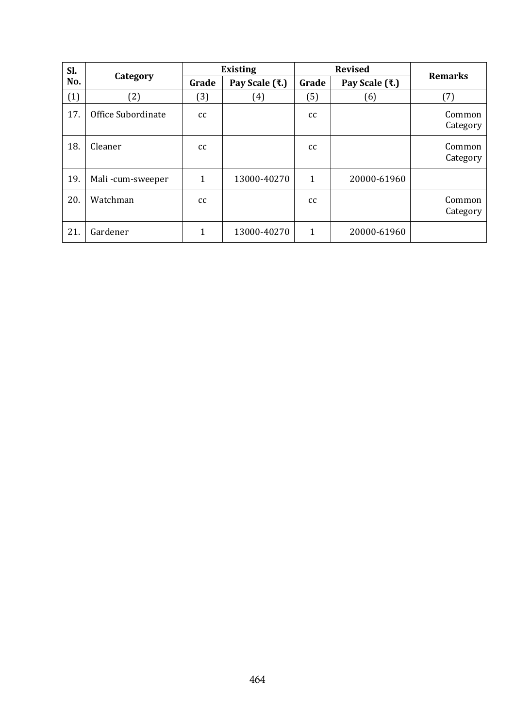| Sl. No. | Category | Existing | | Revised | | Remarks |
|---|---|---|---|---|---|---|
| | | Grade | Pay Scale (₹.) | Grade | Pay Scale (₹.) | |
| (1) | (2) | (3) | (4) | (5) | (6) | (7) |
| 17. | Office Subordinate | cc | | cc | | Common Category |
| 18. | Cleaner | cc | | cc | | Common Category |
| 19. | Mali -cum-sweeper | 1 | 13000-40270 | 1 | 20000-61960 | |
| 20. | Watchman | cc | | cc | | Common Category |
| 21. | Gardener | 1 | 13000-40270 | 1 | 20000-61960 | |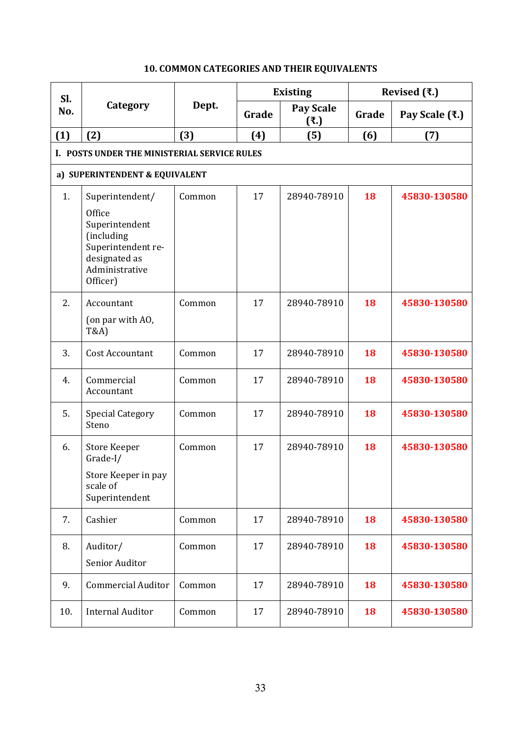## 10. COMMON CATEGORIES AND THEIR EQUIVALENTS

| Sl. No. | Category | Dept. | Existing | | Revised (₹.) | |
|---|---|---|---|---|---|---|
| | | | Grade | Pay Scale (₹.) | Grade | Pay Scale (₹.) |
| (1) | (2) | (3) | (4) | (5) | (6) | (7) |
| **I. POSTS UNDER THE MINISTERIAL SERVICE RULES** | | | | | | |
| **a) SUPERINTENDENT & EQUIVALENT** | | | | | | |
| 1. | Superintendent/ Office Superintendent (including Superintendent re-designated as Administrative Officer) | Common | 17 | 28940-78910 | **18** | **45830-130580** |
| 2. | Accountant (on par with AO, T&A) | Common | 17 | 28940-78910 | **18** | **45830-130580** |
| 3. | Cost Accountant | Common | 17 | 28940-78910 | **18** | **45830-130580** |
| 4. | Commercial Accountant | Common | 17 | 28940-78910 | **18** | **45830-130580** |
| 5. | Special Category Steno | Common | 17 | 28940-78910 | **18** | **45830-130580** |
| 6. | Store Keeper Grade-I/ Store Keeper in pay scale of Superintendent | Common | 17 | 28940-78910 | **18** | **45830-130580** |
| 7. | Cashier | Common | 17 | 28940-78910 | **18** | **45830-130580** |
| 8. | Auditor/ Senior Auditor | Common | 17 | 28940-78910 | **18** | **45830-130580** |
| 9. | Commercial Auditor | Common | 17 | 28940-78910 | **18** | **45830-130580** |
| 10. | Internal Auditor | Common | 17 | 28940-78910 | **18** | **45830-130580** |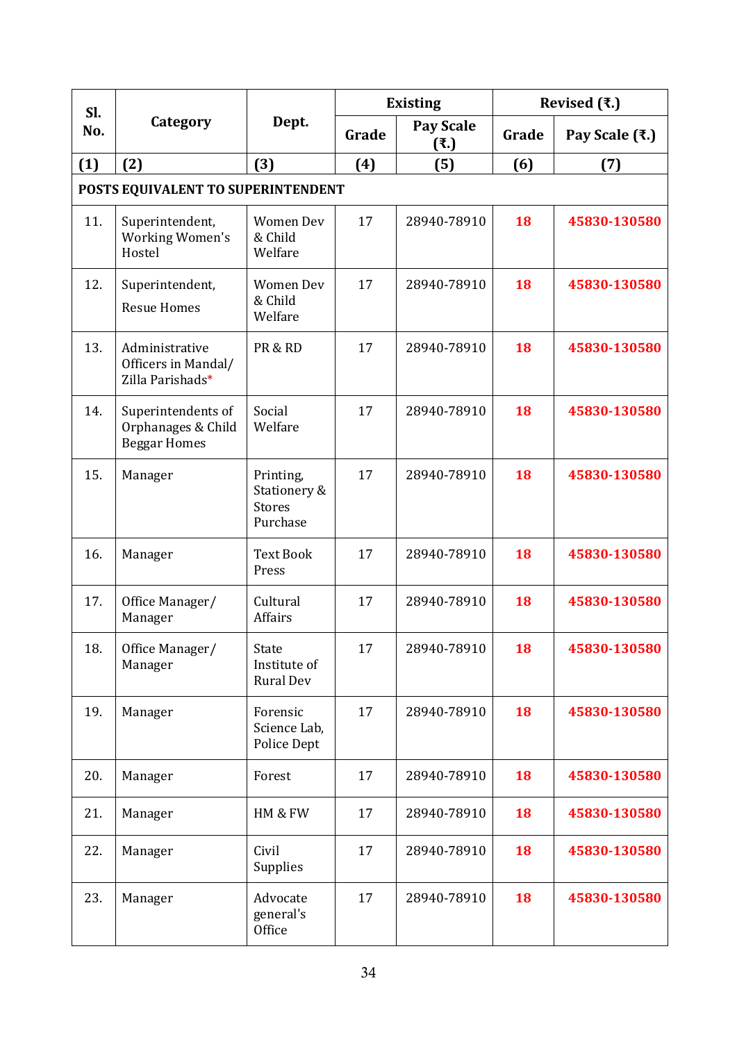| Sl. No. | Category | Dept. | Existing | | Revised (₹.) | |
|---|---|---|---|---|---|---|
| | | | Grade | Pay Scale (₹.) | Grade | Pay Scale (₹.) |
| (1) | (2) | (3) | (4) | (5) | (6) | (7) |
| **POSTS EQUIVALENT TO SUPERINTENDENT** | | | | | | |
| 11. | Superintendent, Working Women's Hostel | Women Dev & Child Welfare | 17 | 28940-78910 | **18** | **45830-130580** |
| 12. | Superintendent, Resue Homes | Women Dev & Child Welfare | 17 | 28940-78910 | **18** | **45830-130580** |
| 13. | Administrative Officers in Mandal/ Zilla Parishads* | PR & RD | 17 | 28940-78910 | **18** | **45830-130580** |
| 14. | Superintendents of Orphanages & Child Beggar Homes | Social Welfare | 17 | 28940-78910 | **18** | **45830-130580** |
| 15. | Manager | Printing, Stationery & Stores Purchase | 17 | 28940-78910 | **18** | **45830-130580** |
| 16. | Manager | Text Book Press | 17 | 28940-78910 | **18** | **45830-130580** |
| 17. | Office Manager/ Manager | Cultural Affairs | 17 | 28940-78910 | **18** | **45830-130580** |
| 18. | Office Manager/ Manager | State Institute of Rural Dev | 17 | 28940-78910 | **18** | **45830-130580** |
| 19. | Manager | Forensic Science Lab, Police Dept | 17 | 28940-78910 | **18** | **45830-130580** |
| 20. | Manager | Forest | 17 | 28940-78910 | **18** | **45830-130580** |
| 21. | Manager | HM & FW | 17 | 28940-78910 | **18** | **45830-130580** |
| 22. | Manager | Civil Supplies | 17 | 28940-78910 | **18** | **45830-130580** |
| 23. | Manager | Advocate general's Office | 17 | 28940-78910 | **18** | **45830-130580** |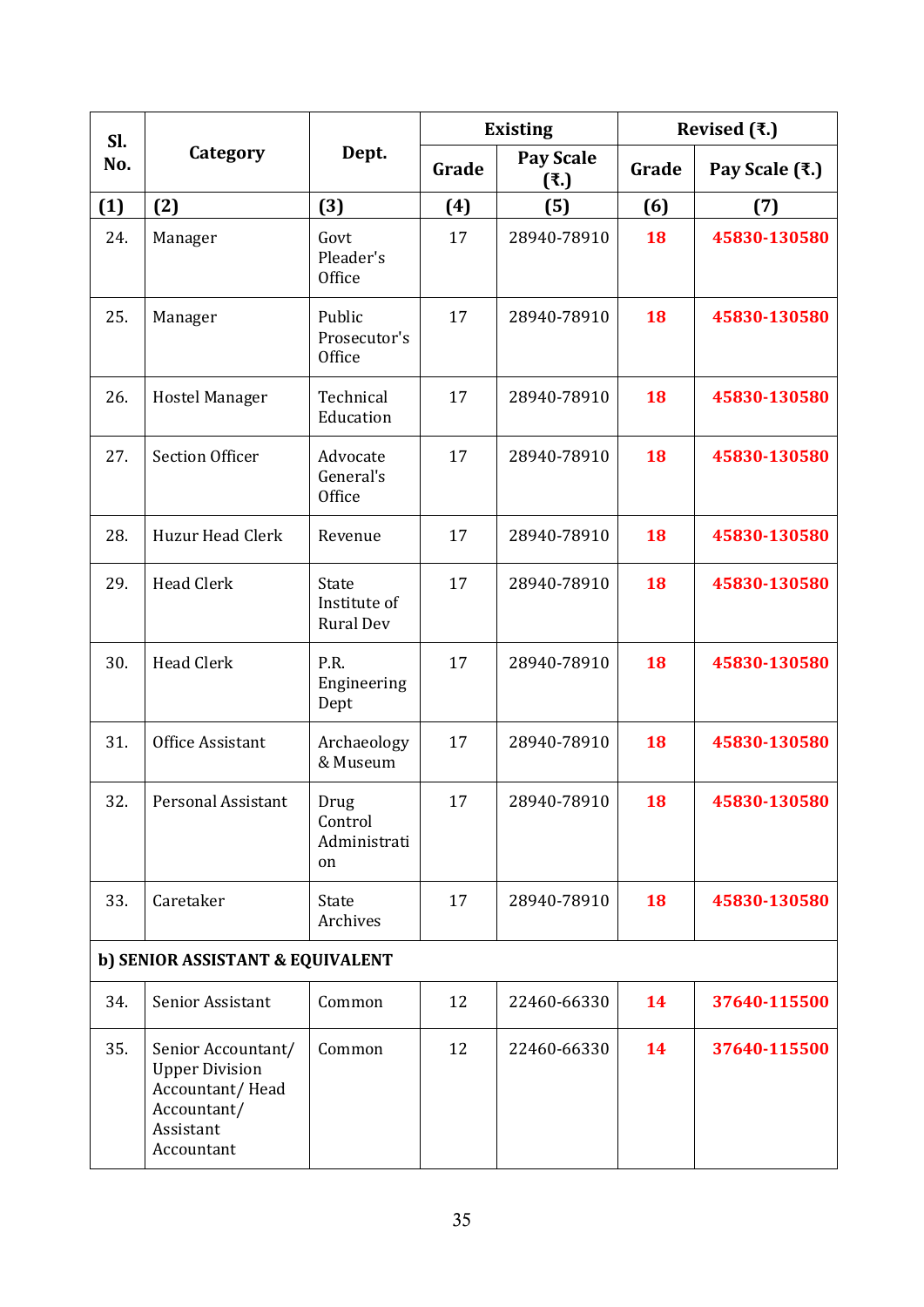| Sl. No. | Category | Dept. | Existing | | Revised (₹.) | |
|---|---|---|---|---|---|---|
| | | | Grade | Pay Scale (₹.) | Grade | Pay Scale (₹.) |
| (1) | (2) | (3) | (4) | (5) | (6) | (7) |
| 24. | Manager | Govt Pleader's Office | 17 | 28940-78910 | **18** | **45830-130580** |
| 25. | Manager | Public Prosecutor's Office | 17 | 28940-78910 | **18** | **45830-130580** |
| 26. | Hostel Manager | Technical Education | 17 | 28940-78910 | **18** | **45830-130580** |
| 27. | Section Officer | Advocate General's Office | 17 | 28940-78910 | **18** | **45830-130580** |
| 28. | Huzur Head Clerk | Revenue | 17 | 28940-78910 | **18** | **45830-130580** |
| 29. | Head Clerk | State Institute of Rural Dev | 17 | 28940-78910 | **18** | **45830-130580** |
| 30. | Head Clerk | P.R. Engineering Dept | 17 | 28940-78910 | **18** | **45830-130580** |
| 31. | Office Assistant | Archaeology & Museum | 17 | 28940-78910 | **18** | **45830-130580** |
| 32. | Personal Assistant | Drug Control Administration | 17 | 28940-78910 | **18** | **45830-130580** |
| 33. | Caretaker | State Archives | 17 | 28940-78910 | **18** | **45830-130580** |
| **b) SENIOR ASSISTANT & EQUIVALENT** | | | | | | |
| 34. | Senior Assistant | Common | 12 | 22460-66330 | **14** | **37640-115500** |
| 35. | Senior Accountant/ Upper Division Accountant/ Head Accountant/ Assistant Accountant | Common | 12 | 22460-66330 | **14** | **37640-115500** |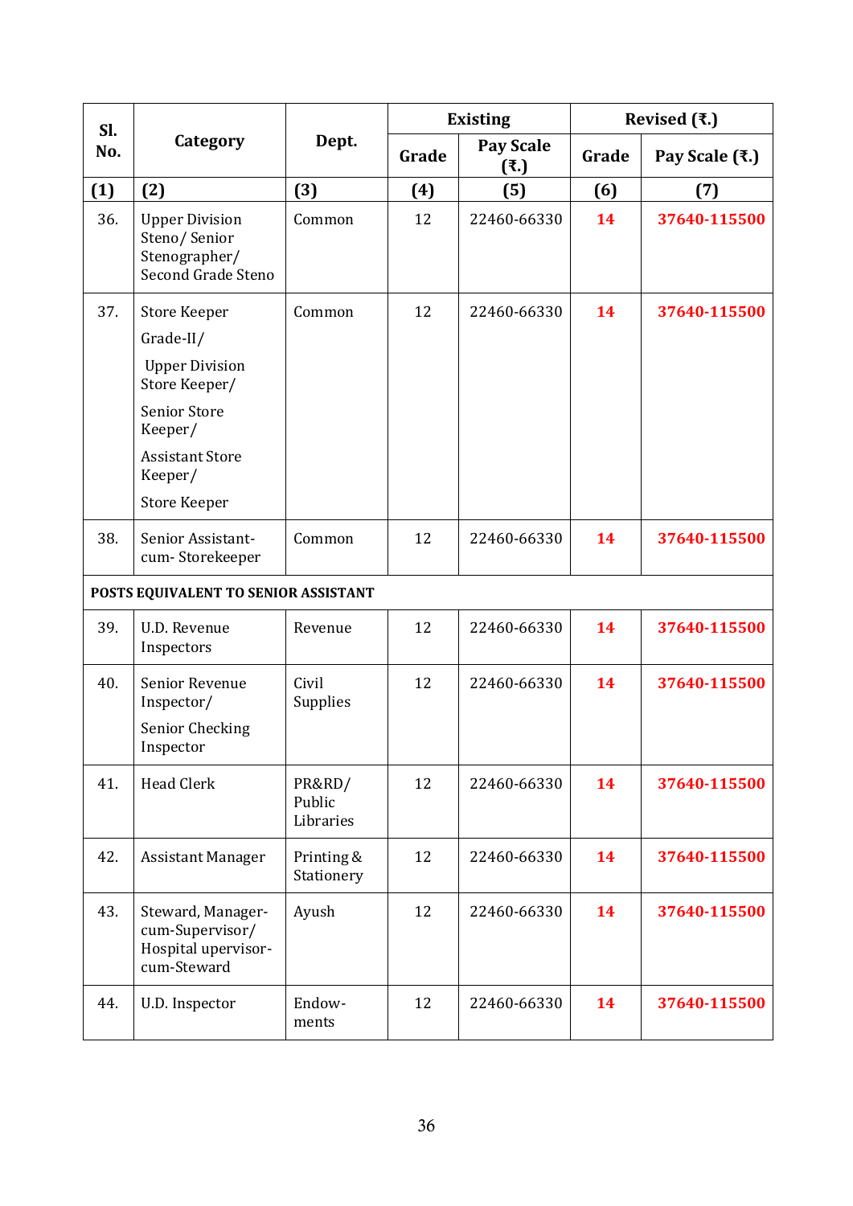| Sl. No. | Category | Dept. | Existing | | Revised (₹.) | |
|---|---|---|---|---|---|---|
| | | | Grade | Pay Scale (₹.) | Grade | Pay Scale (₹.) |
| (1) | (2) | (3) | (4) | (5) | (6) | (7) |
| 36. | Upper Division Steno/ Senior Stenographer/ Second Grade Steno | Common | 12 | 22460-66330 | **14** | **37640-115500** |
| 37. | Store Keeper Grade-II/ Upper Division Store Keeper/ Senior Store Keeper/ Assistant Store Keeper/ Store Keeper | Common | 12 | 22460-66330 | **14** | **37640-115500** |
| 38. | Senior Assistant-cum- Storekeeper | Common | 12 | 22460-66330 | **14** | **37640-115500** |
| **POSTS EQUIVALENT TO SENIOR ASSISTANT** | | | | | | |
| 39. | U.D. Revenue Inspectors | Revenue | 12 | 22460-66330 | **14** | **37640-115500** |
| 40. | Senior Revenue Inspector/ Senior Checking Inspector | Civil Supplies | 12 | 22460-66330 | **14** | **37640-115500** |
| 41. | Head Clerk | PR&RD/ Public Libraries | 12 | 22460-66330 | **14** | **37640-115500** |
| 42. | Assistant Manager | Printing & Stationery | 12 | 22460-66330 | **14** | **37640-115500** |
| 43. | Steward, Manager-cum-Supervisor/ Hospital upervisor-cum-Steward | Ayush | 12 | 22460-66330 | **14** | **37640-115500** |
| 44. | U.D. Inspector | Endow-ments | 12 | 22460-66330 | **14** | **37640-115500** |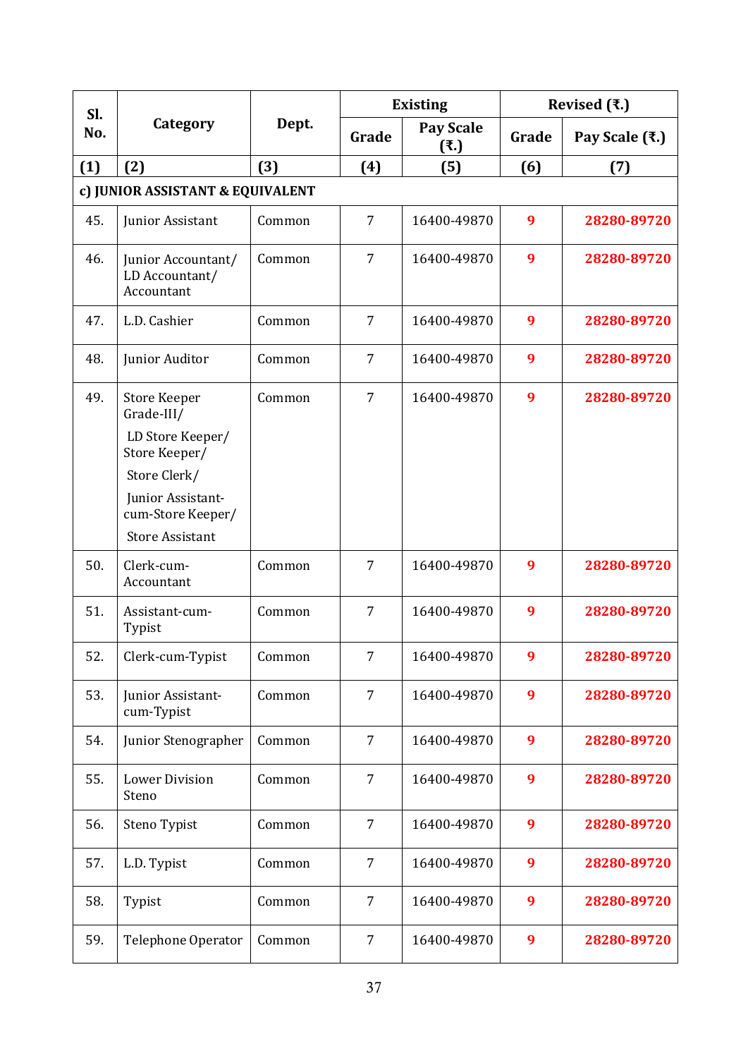| Sl. No. | Category | Dept. | Existing | | Revised (₹.) | |
|---|---|---|---|---|---|---|
| | | | Grade | Pay Scale (₹.) | Grade | Pay Scale (₹.) |
| (1) | (2) | (3) | (4) | (5) | (6) | (7) |
| c) JUNIOR ASSISTANT & EQUIVALENT | | | | | | |
| 45. | Junior Assistant | Common | 7 | 16400-49870 | **9** | **28280-89720** |
| 46. | Junior Accountant/ LD Accountant/ Accountant | Common | 7 | 16400-49870 | **9** | **28280-89720** |
| 47. | L.D. Cashier | Common | 7 | 16400-49870 | **9** | **28280-89720** |
| 48. | Junior Auditor | Common | 7 | 16400-49870 | **9** | **28280-89720** |
| 49. | Store Keeper Grade-III/ LD Store Keeper/ Store Keeper/ Store Clerk/ Junior Assistant-cum-Store Keeper/ Store Assistant | Common | 7 | 16400-49870 | **9** | **28280-89720** |
| 50. | Clerk-cum-Accountant | Common | 7 | 16400-49870 | **9** | **28280-89720** |
| 51. | Assistant-cum-Typist | Common | 7 | 16400-49870 | **9** | **28280-89720** |
| 52. | Clerk-cum-Typist | Common | 7 | 16400-49870 | **9** | **28280-89720** |
| 53. | Junior Assistant-cum-Typist | Common | 7 | 16400-49870 | **9** | **28280-89720** |
| 54. | Junior Stenographer | Common | 7 | 16400-49870 | **9** | **28280-89720** |
| 55. | Lower Division Steno | Common | 7 | 16400-49870 | **9** | **28280-89720** |
| 56. | Steno Typist | Common | 7 | 16400-49870 | **9** | **28280-89720** |
| 57. | L.D. Typist | Common | 7 | 16400-49870 | **9** | **28280-89720** |
| 58. | Typist | Common | 7 | 16400-49870 | **9** | **28280-89720** |
| 59. | Telephone Operator | Common | 7 | 16400-49870 | **9** | **28280-89720** |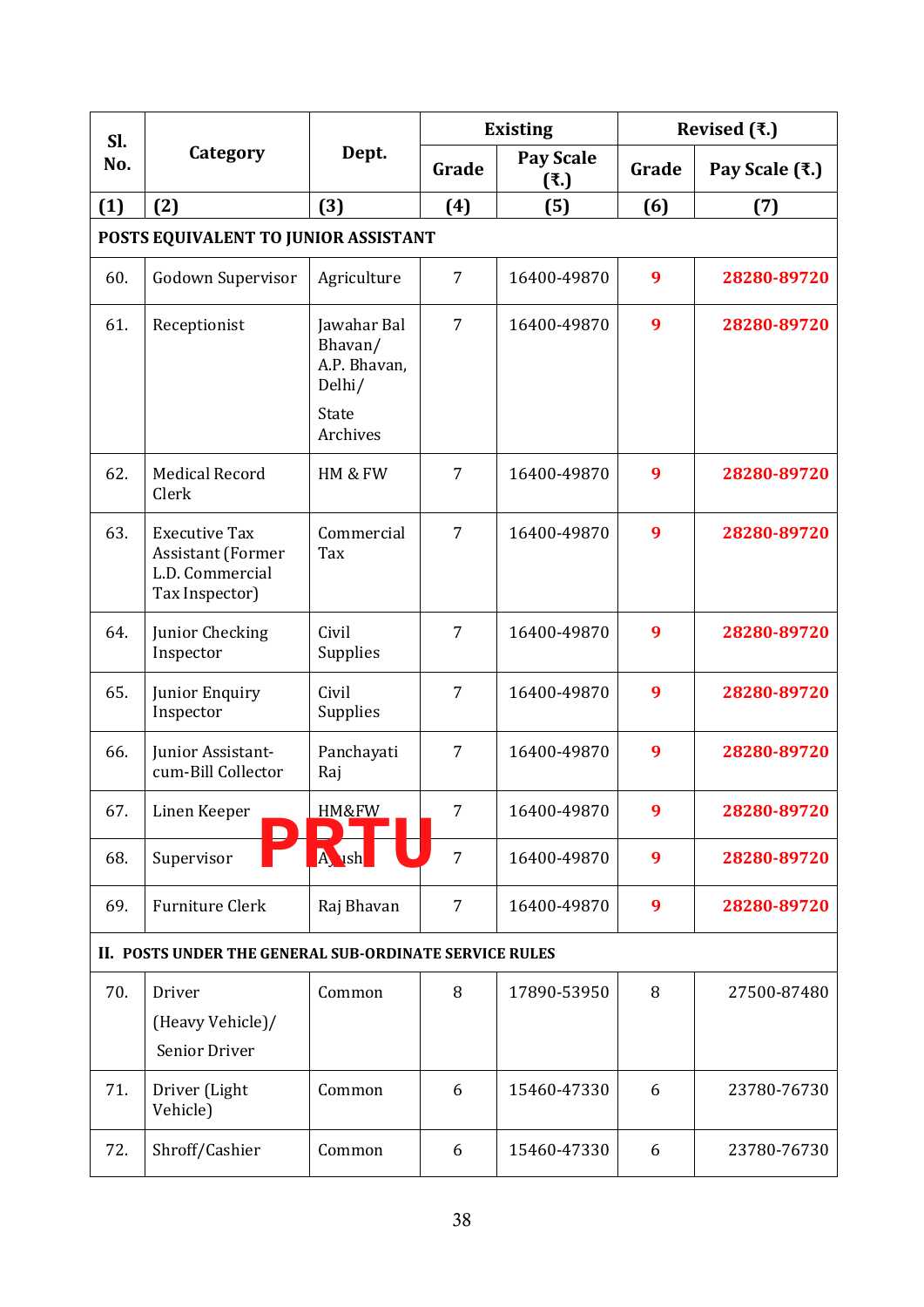| Sl. No. | Category | Dept. | Existing | | Revised (₹.) | |
|---|---|---|---|---|---|---|
| | | | Grade | Pay Scale (₹.) | Grade | Pay Scale (₹.) |
| (1) | (2) | (3) | (4) | (5) | (6) | (7) |
| **POSTS EQUIVALENT TO JUNIOR ASSISTANT** | | | | | | |
| 60. | Godown Supervisor | Agriculture | 7 | 16400-49870 | **9** | **28280-89720** |
| 61. | Receptionist | Jawahar Bal Bhavan/ A.P. Bhavan, Delhi/ State Archives | 7 | 16400-49870 | **9** | **28280-89720** |
| 62. | Medical Record Clerk | HM & FW | 7 | 16400-49870 | **9** | **28280-89720** |
| 63. | Executive Tax Assistant (Former L.D. Commercial Tax Inspector) | Commercial Tax | 7 | 16400-49870 | **9** | **28280-89720** |
| 64. | Junior Checking Inspector | Civil Supplies | 7 | 16400-49870 | **9** | **28280-89720** |
| 65. | Junior Enquiry Inspector | Civil Supplies | 7 | 16400-49870 | **9** | **28280-89720** |
| 66. | Junior Assistant-cum-Bill Collector | Panchayati Raj | 7 | 16400-49870 | **9** | **28280-89720** |
| 67. | Linen Keeper | HM&FW | 7 | 16400-49870 | **9** | **28280-89720** |
| 68. | Supervisor | Ayush | 7 | 16400-49870 | **9** | **28280-89720** |
| 69. | Furniture Clerk | Raj Bhavan | 7 | 16400-49870 | **9** | **28280-89720** |
| **II. POSTS UNDER THE GENERAL SUB-ORDINATE SERVICE RULES** | | | | | | |
| 70. | Driver (Heavy Vehicle)/ Senior Driver | Common | 8 | 17890-53950 | 8 | 27500-87480 |
| 71. | Driver (Light Vehicle) | Common | 6 | 15460-47330 | 6 | 23780-76730 |
| 72. | Shroff/Cashier | Common | 6 | 15460-47330 | 6 | 23780-76730 |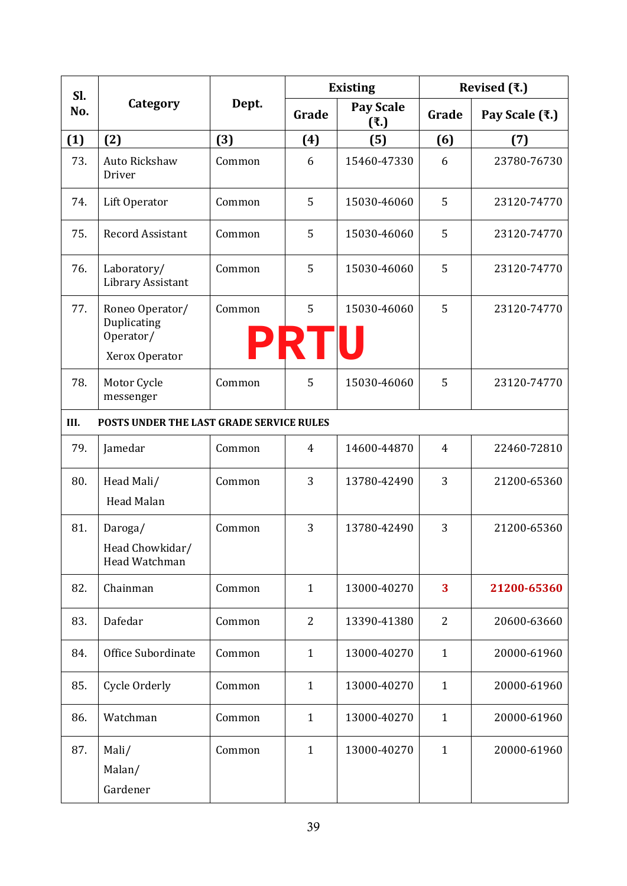| Sl. No. | Category | Dept. | Existing | | Revised (₹.) | |
|---|---|---|---|---|---|---|
| | | | Grade | Pay Scale (₹.) | Grade | Pay Scale (₹.) |
| (1) | (2) | (3) | (4) | (5) | (6) | (7) |
| 73. | Auto Rickshaw Driver | Common | 6 | 15460-47330 | 6 | 23780-76730 |
| 74. | Lift Operator | Common | 5 | 15030-46060 | 5 | 23120-74770 |
| 75. | Record Assistant | Common | 5 | 15030-46060 | 5 | 23120-74770 |
| 76. | Laboratory/ Library Assistant | Common | 5 | 15030-46060 | 5 | 23120-74770 |
| 77. | Roneo Operator/ Duplicating Operator/ Xerox Operator | Common | 5 | 15030-46060 | 5 | 23120-74770 |
| 78. | Motor Cycle messenger | Common | 5 | 15030-46060 | 5 | 23120-74770 |
| **III.** | **POSTS UNDER THE LAST GRADE SERVICE RULES** | | | | | |
| 79. | Jamedar | Common | 4 | 14600-44870 | 4 | 22460-72810 |
| 80. | Head Mali/ Head Malan | Common | 3 | 13780-42490 | 3 | 21200-65360 |
| 81. | Daroga/ Head Chowkidar/ Head Watchman | Common | 3 | 13780-42490 | 3 | 21200-65360 |
| 82. | Chainman | Common | 1 | 13000-40270 | **3** | **21200-65360** |
| 83. | Dafedar | Common | 2 | 13390-41380 | 2 | 20600-63660 |
| 84. | Office Subordinate | Common | 1 | 13000-40270 | 1 | 20000-61960 |
| 85. | Cycle Orderly | Common | 1 | 13000-40270 | 1 | 20000-61960 |
| 86. | Watchman | Common | 1 | 13000-40270 | 1 | 20000-61960 |
| 87. | Mali/ Malan/ Gardener | Common | 1 | 13000-40270 | 1 | 20000-61960 |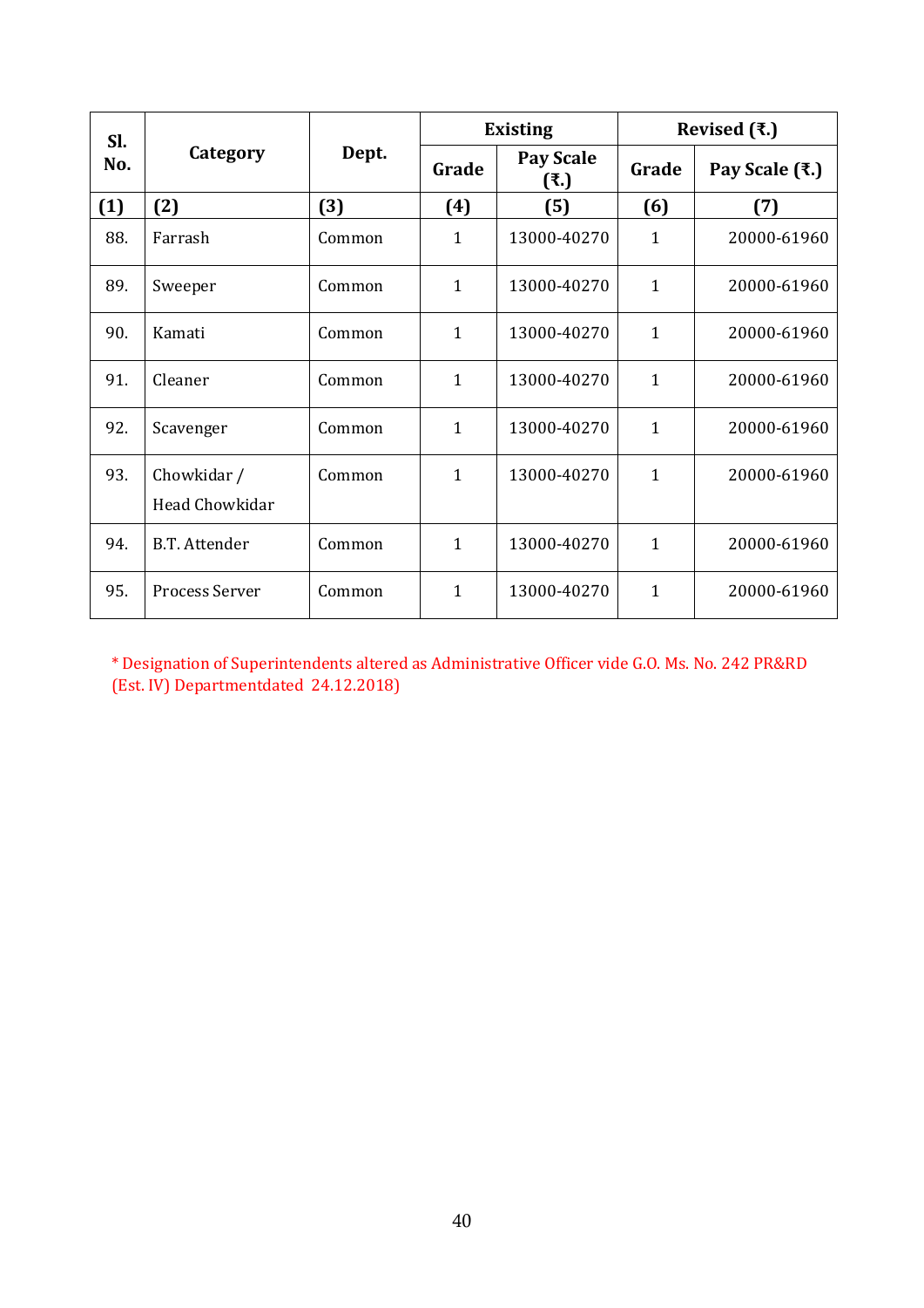| Sl. No. | Category | Dept. | Existing | | Revised (₹.) | |
|---|---|---|---|---|---|---|
| | | | Grade | Pay Scale (₹.) | Grade | Pay Scale (₹.) |
| (1) | (2) | (3) | (4) | (5) | (6) | (7) |
| 88. | Farrash | Common | 1 | 13000-40270 | 1 | 20000-61960 |
| 89. | Sweeper | Common | 1 | 13000-40270 | 1 | 20000-61960 |
| 90. | Kamati | Common | 1 | 13000-40270 | 1 | 20000-61960 |
| 91. | Cleaner | Common | 1 | 13000-40270 | 1 | 20000-61960 |
| 92. | Scavenger | Common | 1 | 13000-40270 | 1 | 20000-61960 |
| 93. | Chowkidar / Head Chowkidar | Common | 1 | 13000-40270 | 1 | 20000-61960 |
| 94. | B.T. Attender | Common | 1 | 13000-40270 | 1 | 20000-61960 |
| 95. | Process Server | Common | 1 | 13000-40270 | 1 | 20000-61960 |

* Designation of Superintendents altered as Administrative Officer vide G.O. Ms. No. 242 PR&RD (Est. IV) Departmentdated 24.12.2018)